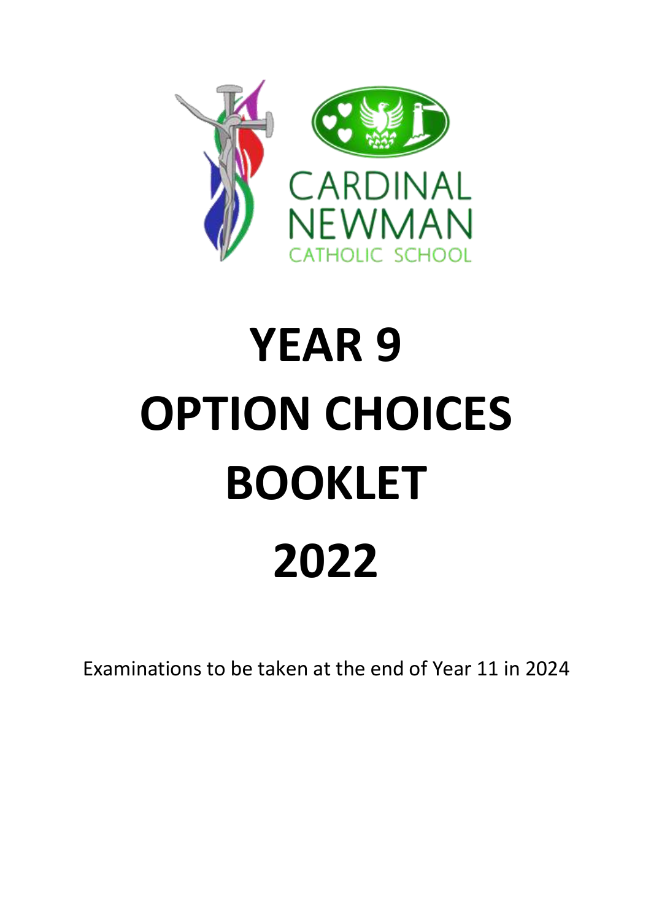CARDINAL NEWMAN

CATHOLIC SCHOOL

# YEAR 9
# OPTION CHOICES
# BOOKLET
# 2022

Examinations to be taken at the end of Year 11 in 2024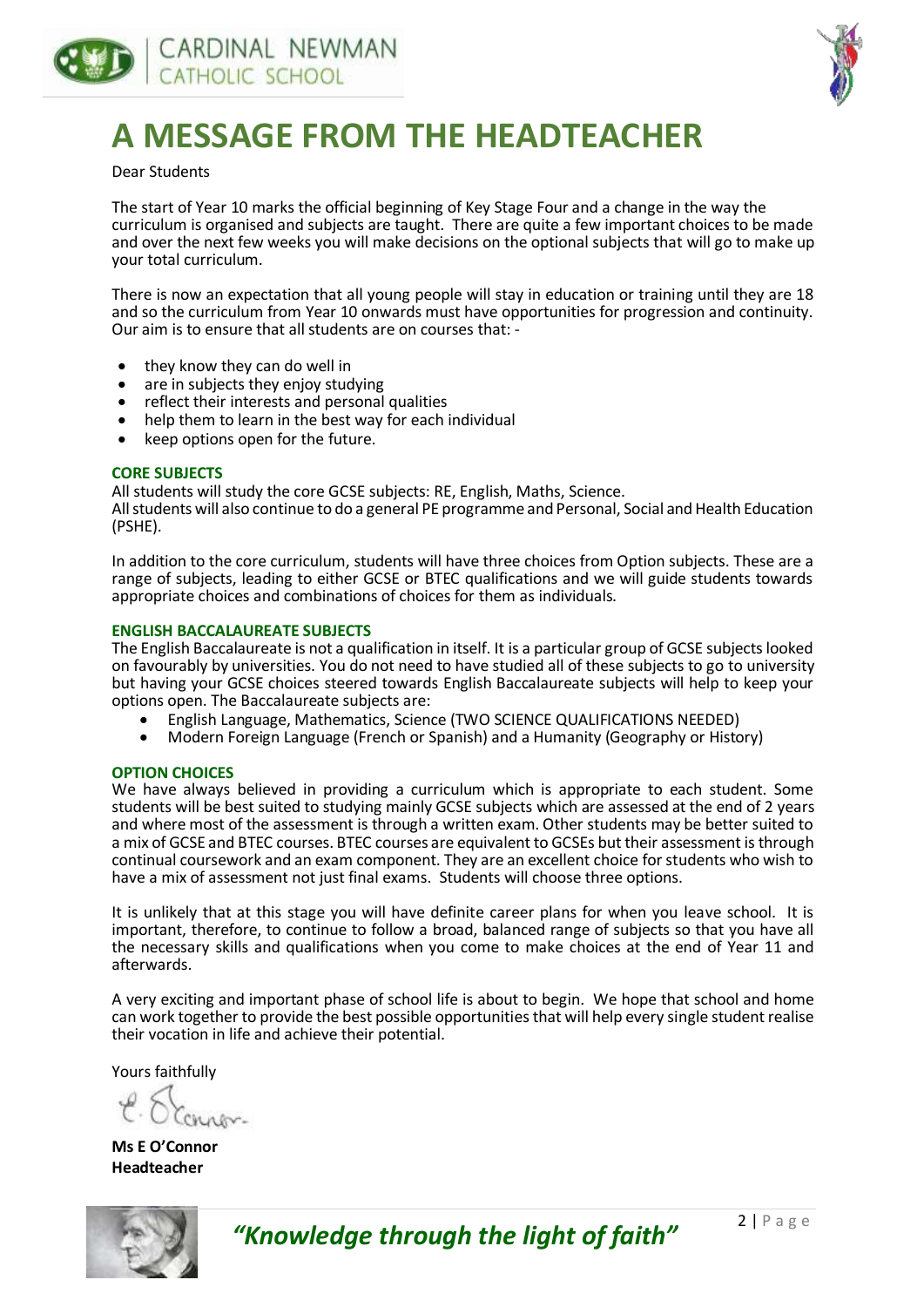# A MESSAGE FROM THE HEADTEACHER

Dear Students

The start of Year 10 marks the official beginning of Key Stage Four and a change in the way the curriculum is organised and subjects are taught. There are quite a few important choices to be made and over the next few weeks you will make decisions on the optional subjects that will go to make up your total curriculum.

There is now an expectation that all young people will stay in education or training until they are 18 and so the curriculum from Year 10 onwards must have opportunities for progression and continuity. Our aim is to ensure that all students are on courses that: -

- they know they can do well in
- are in subjects they enjoy studying
- reflect their interests and personal qualities
- help them to learn in the best way for each individual
- keep options open for the future.

### CORE SUBJECTS

All students will study the core GCSE subjects: RE, English, Maths, Science.
All students will also continue to do a general PE programme and Personal, Social and Health Education (PSHE).

In addition to the core curriculum, students will have three choices from Option subjects. These are a range of subjects, leading to either GCSE or BTEC qualifications and we will guide students towards appropriate choices and combinations of choices for them as individuals.

### ENGLISH BACCALAUREATE SUBJECTS

The English Baccalaureate is not a qualification in itself. It is a particular group of GCSE subjects looked on favourably by universities. You do not need to have studied all of these subjects to go to university but having your GCSE choices steered towards English Baccalaureate subjects will help to keep your options open. The Baccalaureate subjects are:

- English Language, Mathematics, Science (TWO SCIENCE QUALIFICATIONS NEEDED)
- Modern Foreign Language (French or Spanish) and a Humanity (Geography or History)

### OPTION CHOICES

We have always believed in providing a curriculum which is appropriate to each student. Some students will be best suited to studying mainly GCSE subjects which are assessed at the end of 2 years and where most of the assessment is through a written exam. Other students may be better suited to a mix of GCSE and BTEC courses. BTEC courses are equivalent to GCSEs but their assessment is through continual coursework and an exam component. They are an excellent choice for students who wish to have a mix of assessment not just final exams. Students will choose three options.

It is unlikely that at this stage you will have definite career plans for when you leave school. It is important, therefore, to continue to follow a broad, balanced range of subjects so that you have all the necessary skills and qualifications when you come to make choices at the end of Year 11 and afterwards.

A very exciting and important phase of school life is about to begin. We hope that school and home can work together to provide the best possible opportunities that will help every single student realise their vocation in life and achieve their potential.

Yours faithfully

**Ms E O'Connor**
**Headteacher**

*"Knowledge through the light of faith"*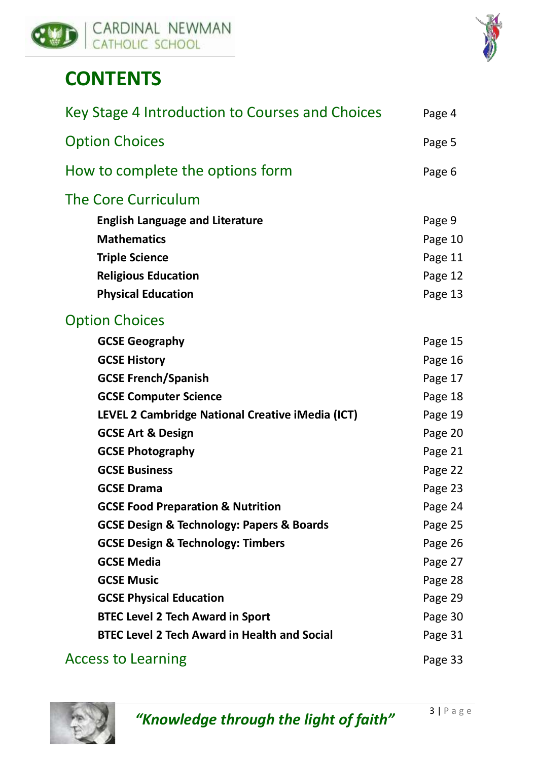# CONTENTS

| | |
|---|---|
| Key Stage 4 Introduction to Courses and Choices | Page 4 |
| Option Choices | Page 5 |
| How to complete the options form | Page 6 |
| **The Core Curriculum** | |
| **English Language and Literature** | Page 9 |
| **Mathematics** | Page 10 |
| **Triple Science** | Page 11 |
| **Religious Education** | Page 12 |
| **Physical Education** | Page 13 |
| **Option Choices** | |
| **GCSE Geography** | Page 15 |
| **GCSE History** | Page 16 |
| **GCSE French/Spanish** | Page 17 |
| **GCSE Computer Science** | Page 18 |
| **LEVEL 2 Cambridge National Creative iMedia (ICT)** | Page 19 |
| **GCSE Art & Design** | Page 20 |
| **GCSE Photography** | Page 21 |
| **GCSE Business** | Page 22 |
| **GCSE Drama** | Page 23 |
| **GCSE Food Preparation & Nutrition** | Page 24 |
| **GCSE Design & Technology: Papers & Boards** | Page 25 |
| **GCSE Design & Technology: Timbers** | Page 26 |
| **GCSE Media** | Page 27 |
| **GCSE Music** | Page 28 |
| **GCSE Physical Education** | Page 29 |
| **BTEC Level 2 Tech Award in Sport** | Page 30 |
| **BTEC Level 2 Tech Award in Health and Social** | Page 31 |
| Access to Learning | Page 33 |

*"Knowledge through the light of faith"*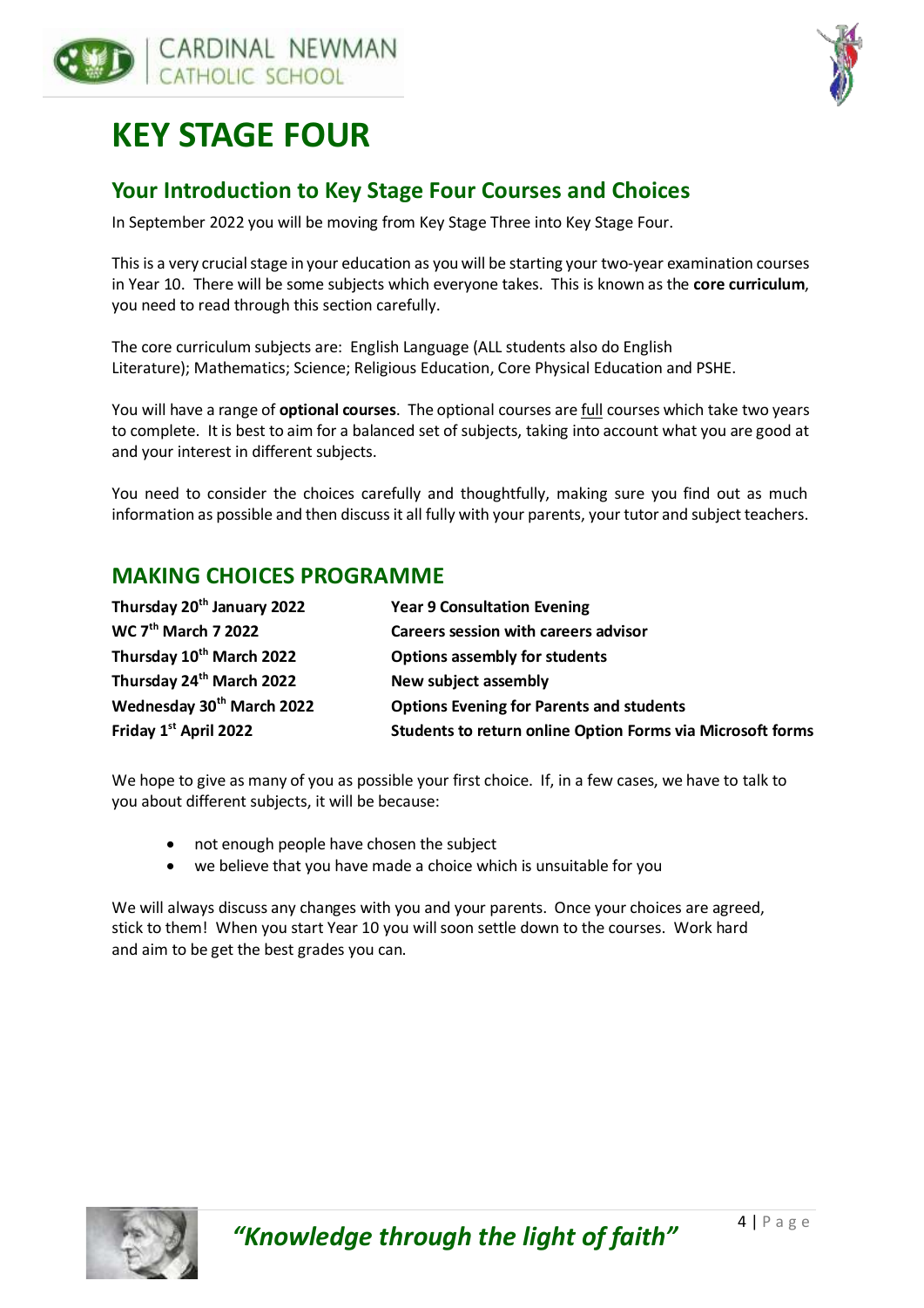# KEY STAGE FOUR

## Your Introduction to Key Stage Four Courses and Choices

In September 2022 you will be moving from Key Stage Three into Key Stage Four.

This is a very crucial stage in your education as you will be starting your two-year examination courses in Year 10. There will be some subjects which everyone takes. This is known as the **core curriculum**, you need to read through this section carefully.

The core curriculum subjects are: English Language (ALL students also do English Literature); Mathematics; Science; Religious Education, Core Physical Education and PSHE.

You will have a range of **optional courses**. The optional courses are full courses which take two years to complete. It is best to aim for a balanced set of subjects, taking into account what you are good at and your interest in different subjects.

You need to consider the choices carefully and thoughtfully, making sure you find out as much information as possible and then discuss it all fully with your parents, your tutor and subject teachers.

## MAKING CHOICES PROGRAMME

| | |
|---|---|
| **Thursday 20th January 2022** | **Year 9 Consultation Evening** |
| **WC 7th March 7 2022** | **Careers session with careers advisor** |
| **Thursday 10th March 2022** | **Options assembly for students** |
| **Thursday 24th March 2022** | **New subject assembly** |
| **Wednesday 30th March 2022** | **Options Evening for Parents and students** |
| **Friday 1st April 2022** | **Students to return online Option Forms via Microsoft forms** |

We hope to give as many of you as possible your first choice. If, in a few cases, we have to talk to you about different subjects, it will be because:

- not enough people have chosen the subject
- we believe that you have made a choice which is unsuitable for you

We will always discuss any changes with you and your parents. Once your choices are agreed, stick to them! When you start Year 10 you will soon settle down to the courses. Work hard and aim to be get the best grades you can.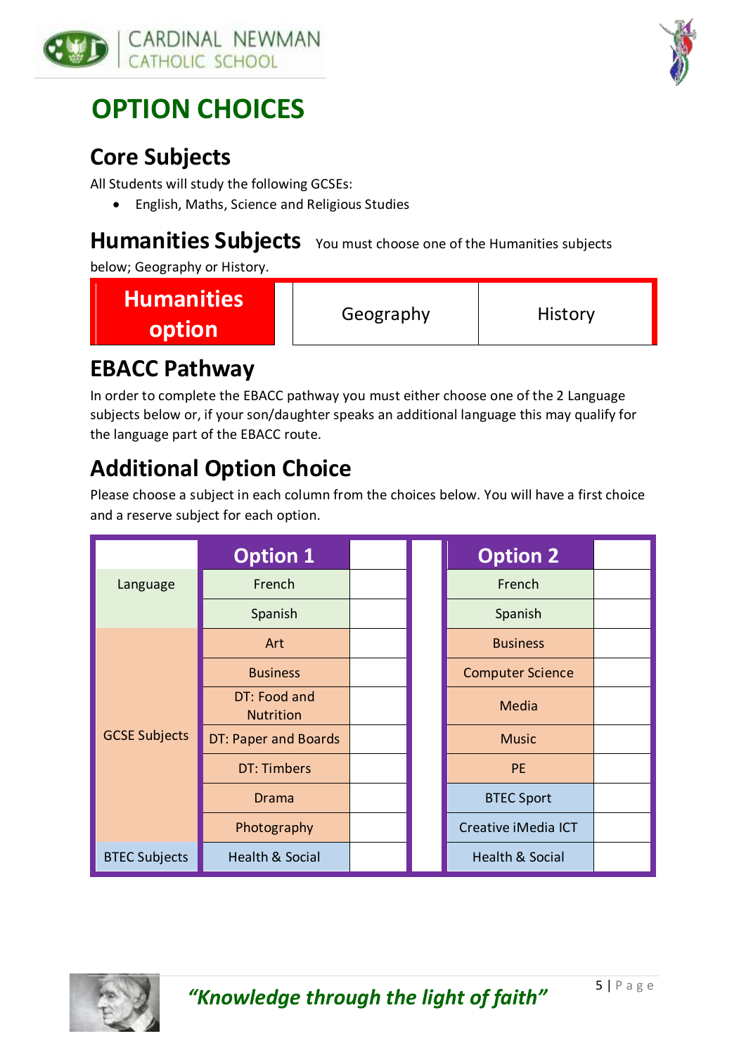# OPTION CHOICES

## Core Subjects

All Students will study the following GCSEs:

- English, Maths, Science and Religious Studies

## Humanities Subjects

You must choose one of the Humanities subjects below; Geography or History.

| Humanities option | | Geography | History |
|---|---|---|---|

## EBACC Pathway

In order to complete the EBACC pathway you must either choose one of the 2 Language subjects below or, if your son/daughter speaks an additional language this may qualify for the language part of the EBACC route.

## Additional Option Choice

Please choose a subject in each column from the choices below. You will have a first choice and a reserve subject for each option.

| | Option 1 | | | Option 2 | |
|---|---|---|---|---|---|
| Language | French | | | French | |
| | Spanish | | | Spanish | |
| GCSE Subjects | Art | | | Business | |
| | Business | | | Computer Science | |
| | DT: Food and Nutrition | | | Media | |
| | DT: Paper and Boards | | | Music | |
| | DT: Timbers | | | PE | |
| | Drama | | | BTEC Sport | |
| | Photography | | | Creative iMedia ICT | |
| BTEC Subjects | Health & Social | | | Health & Social | |

*"Knowledge through the light of faith"*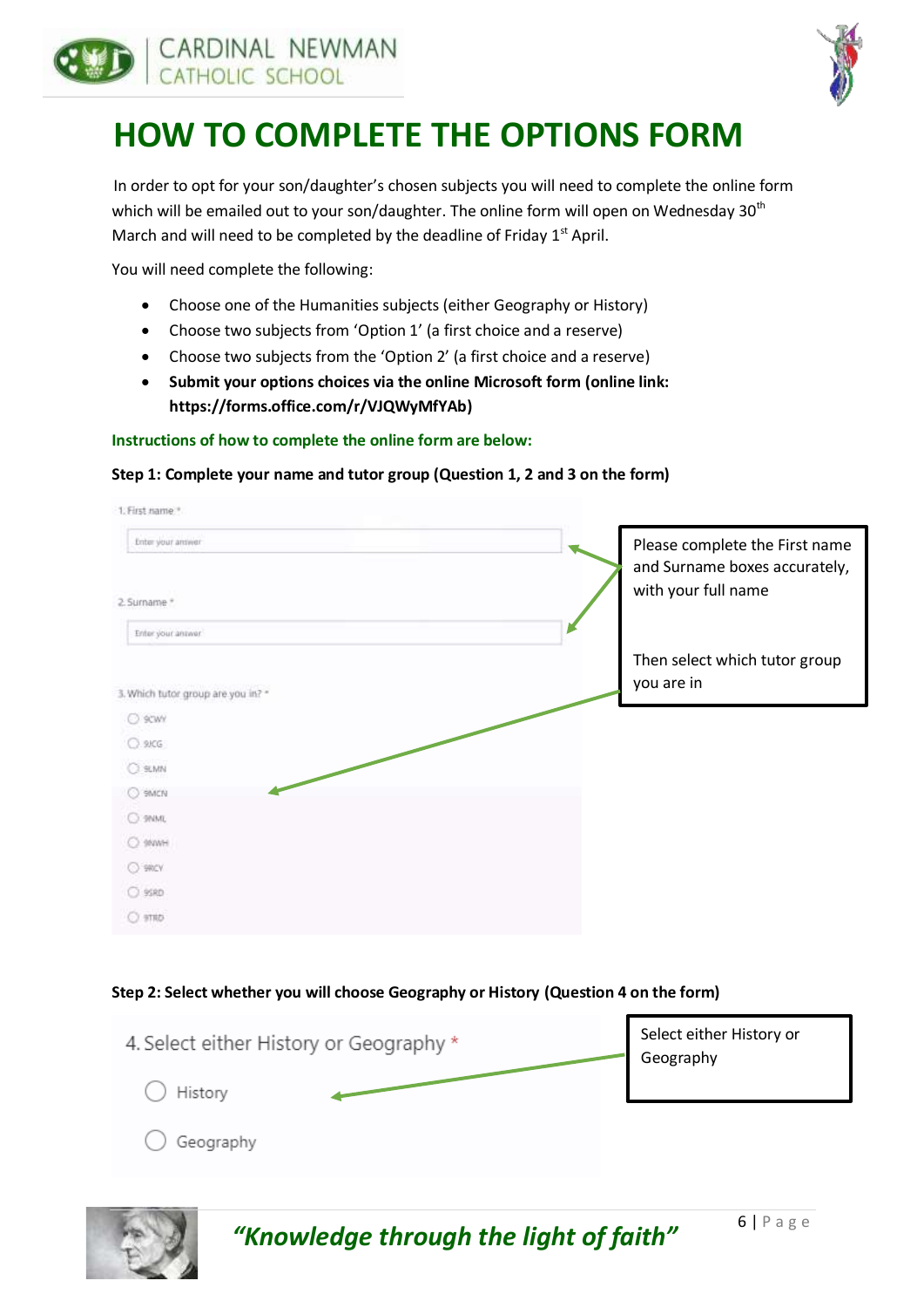# HOW TO COMPLETE THE OPTIONS FORM

In order to opt for your son/daughter's chosen subjects you will need to complete the online form which will be emailed out to your son/daughter. The online form will open on Wednesday 30th March and will need to be completed by the deadline of Friday 1st April.

You will need complete the following:

- Choose one of the Humanities subjects (either Geography or History)
- Choose two subjects from 'Option 1' (a first choice and a reserve)
- Choose two subjects from the 'Option 2' (a first choice and a reserve)
- **Submit your options choices via the online Microsoft form (online link: https://forms.office.com/r/VJQWyMfYAb)**

**Instructions of how to complete the online form are below:**

**Step 1: Complete your name and tutor group (Question 1, 2 and 3 on the form)**

1. First name *

Enter your answer

2. Surname *

Enter your answer

3. Which tutor group are you in? *

- 9CWY
- 9JCG
- 9LMN
- 9MCN
- 9NML
- 9NWH
- 9RCY
- 9SRD
- 9TRD

Please complete the First name and Surname boxes accurately, with your full name

Then select which tutor group you are in

**Step 2: Select whether you will choose Geography or History (Question 4 on the form)**

4. Select either History or Geography *

- History
- Geography

Select either History or Geography

*"Knowledge through the light of faith"*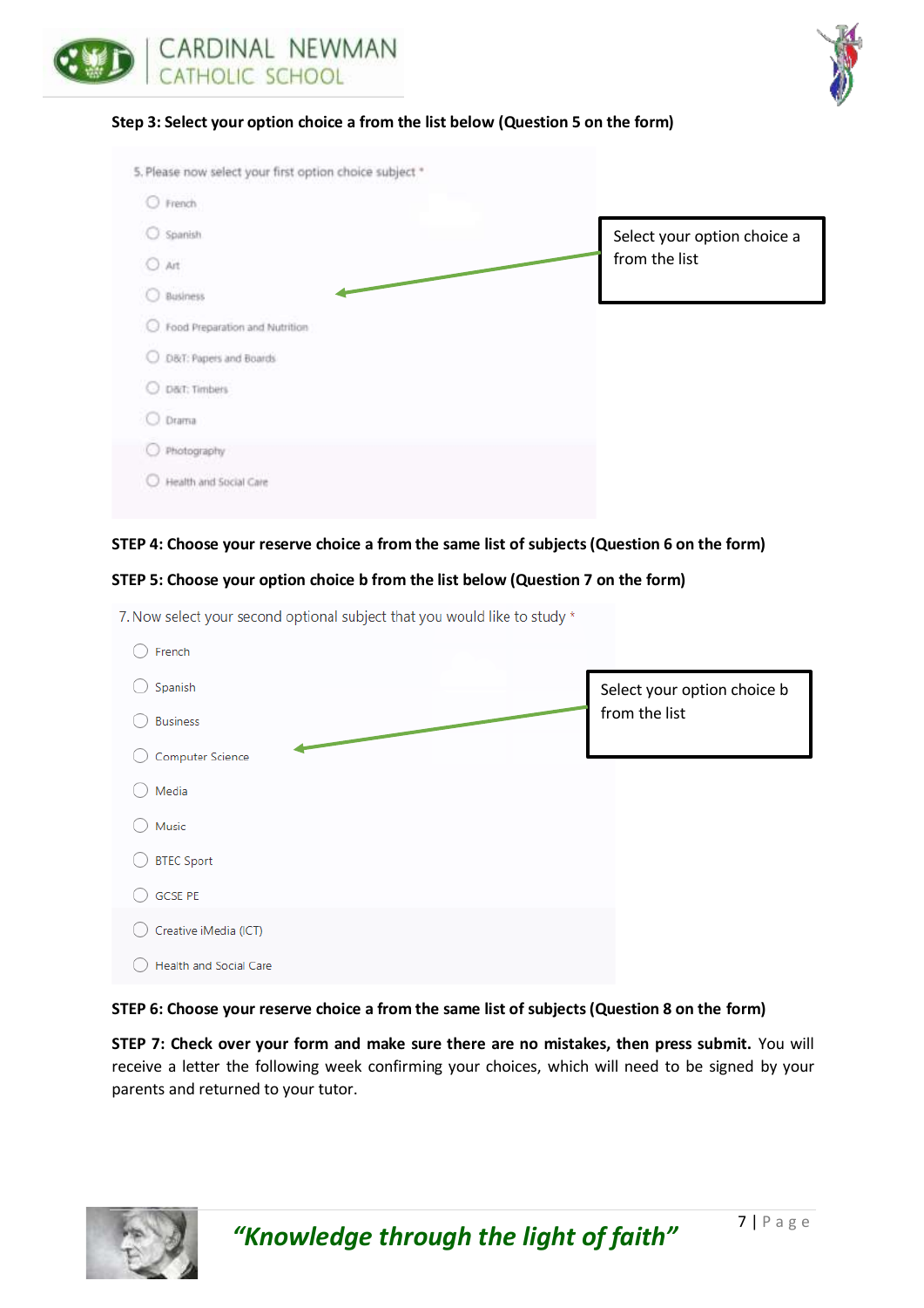**Step 3: Select your option choice a from the list below (Question 5 on the form)**

5. Please now select your first option choice subject *

- French
- Spanish
- Art
- Business
- Food Preparation and Nutrition
- D&T: Papers and Boards
- D&T: Timbers
- Drama
- Photography
- Health and Social Care

Select your option choice a from the list

**STEP 4: Choose your reserve choice a from the same list of subjects (Question 6 on the form)**

**STEP 5: Choose your option choice b from the list below (Question 7 on the form)**

7. Now select your second optional subject that you would like to study *

- French
- Spanish
- Business
- Computer Science
- Media
- Music
- BTEC Sport
- GCSE PE
- Creative iMedia (ICT)
- Health and Social Care

Select your option choice b from the list

**STEP 6: Choose your reserve choice a from the same list of subjects (Question 8 on the form)**

**STEP 7: Check over your form and make sure there are no mistakes, then press submit.** You will receive a letter the following week confirming your choices, which will need to be signed by your parents and returned to your tutor.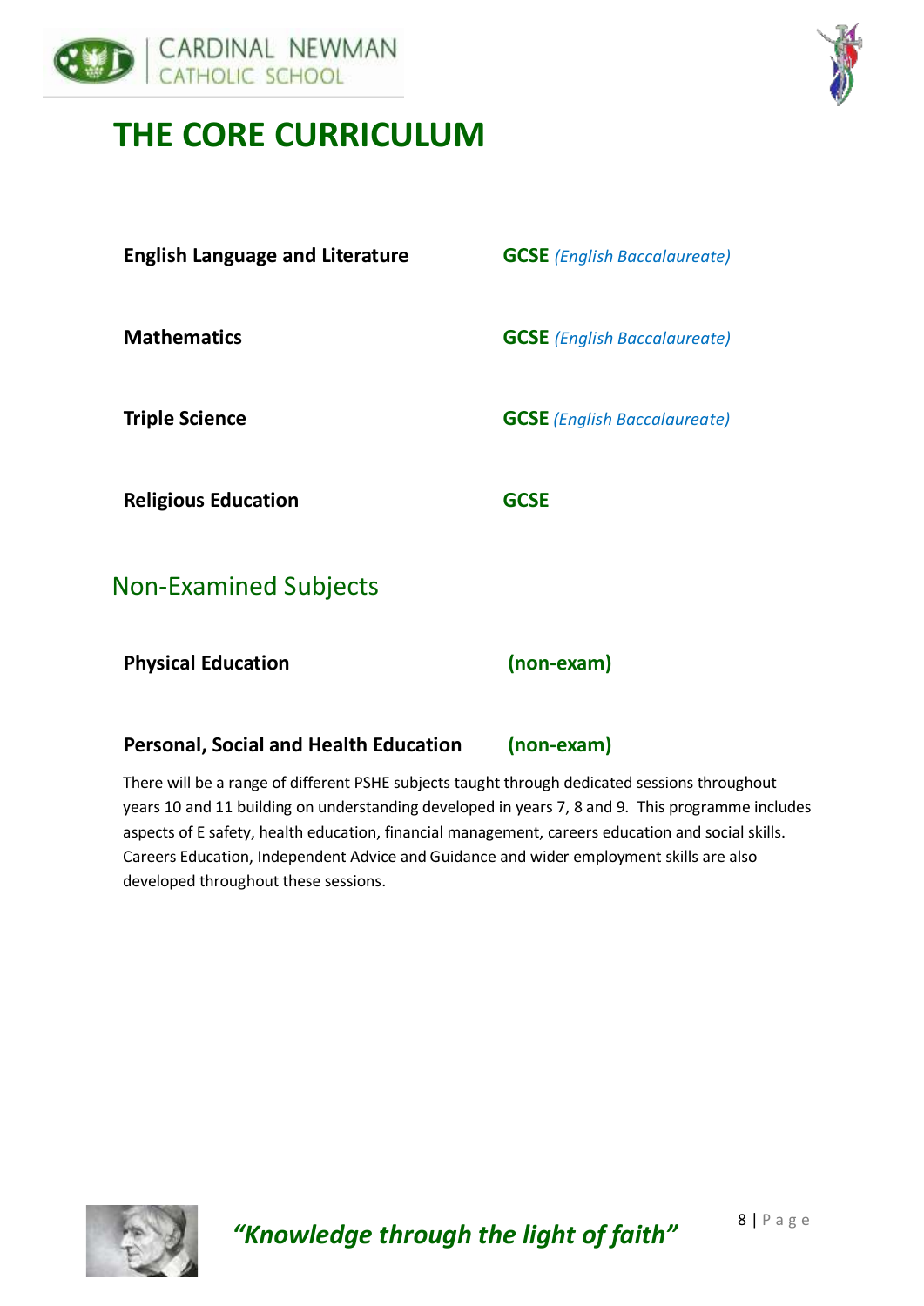# THE CORE CURRICULUM

| | |
|---|---|
| **English Language and Literature** | **GCSE** *(English Baccalaureate)* |
| **Mathematics** | **GCSE** *(English Baccalaureate)* |
| **Triple Science** | **GCSE** *(English Baccalaureate)* |
| **Religious Education** | **GCSE** |

## Non-Examined Subjects

| | |
|---|---|
| **Physical Education** | **(non-exam)** |
| **Personal, Social and Health Education** | **(non-exam)** |

There will be a range of different PSHE subjects taught through dedicated sessions throughout years 10 and 11 building on understanding developed in years 7, 8 and 9. This programme includes aspects of E safety, health education, financial management, careers education and social skills. Careers Education, Independent Advice and Guidance and wider employment skills are also developed throughout these sessions.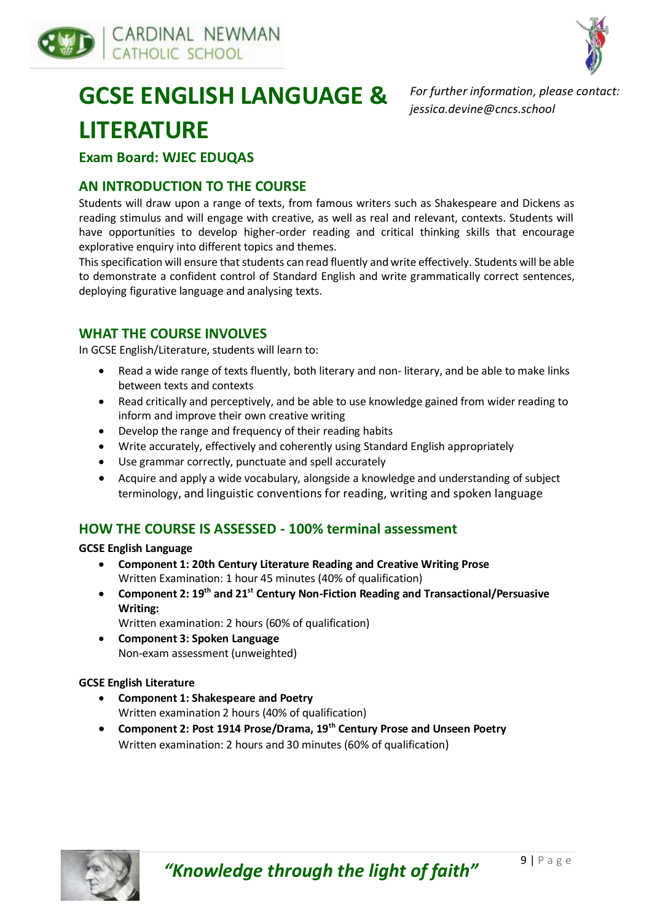# GCSE ENGLISH LANGUAGE & LITERATURE

*For further information, please contact: jessica.devine@cncs.school*

## Exam Board: WJEC EDUQAS

## AN INTRODUCTION TO THE COURSE

Students will draw upon a range of texts, from famous writers such as Shakespeare and Dickens as reading stimulus and will engage with creative, as well as real and relevant, contexts. Students will have opportunities to develop higher-order reading and critical thinking skills that encourage explorative enquiry into different topics and themes.

This specification will ensure that students can read fluently and write effectively. Students will be able to demonstrate a confident control of Standard English and write grammatically correct sentences, deploying figurative language and analysing texts.

## WHAT THE COURSE INVOLVES

In GCSE English/Literature, students will learn to:

- Read a wide range of texts fluently, both literary and non- literary, and be able to make links between texts and contexts
- Read critically and perceptively, and be able to use knowledge gained from wider reading to inform and improve their own creative writing
- Develop the range and frequency of their reading habits
- Write accurately, effectively and coherently using Standard English appropriately
- Use grammar correctly, punctuate and spell accurately
- Acquire and apply a wide vocabulary, alongside a knowledge and understanding of subject terminology, and linguistic conventions for reading, writing and spoken language

## HOW THE COURSE IS ASSESSED - 100% terminal assessment

**GCSE English Language**

- **Component 1: 20th Century Literature Reading and Creative Writing Prose**
  Written Examination: 1 hour 45 minutes (40% of qualification)
- **Component 2: 19th and 21st Century Non-Fiction Reading and Transactional/Persuasive Writing:**
  Written examination: 2 hours (60% of qualification)
- **Component 3: Spoken Language**
  Non-exam assessment (unweighted)

**GCSE English Literature**

- **Component 1: Shakespeare and Poetry**
  Written examination 2 hours (40% of qualification)
- **Component 2: Post 1914 Prose/Drama, 19th Century Prose and Unseen Poetry**
  Written examination: 2 hours and 30 minutes (60% of qualification)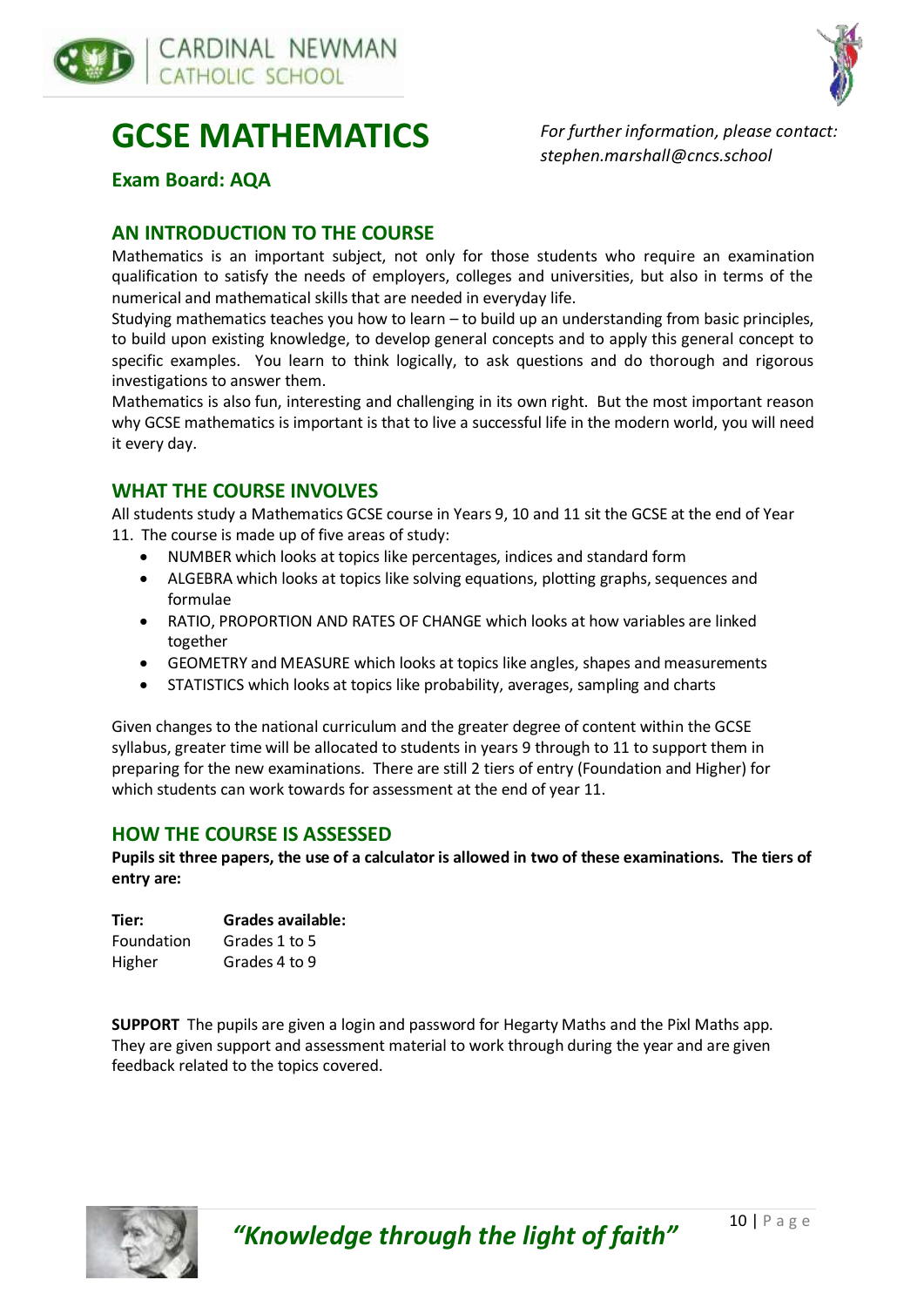# GCSE MATHEMATICS

*For further information, please contact: stephen.marshall@cncs.school*

**Exam Board: AQA**

## AN INTRODUCTION TO THE COURSE

Mathematics is an important subject, not only for those students who require an examination qualification to satisfy the needs of employers, colleges and universities, but also in terms of the numerical and mathematical skills that are needed in everyday life.

Studying mathematics teaches you how to learn – to build up an understanding from basic principles, to build upon existing knowledge, to develop general concepts and to apply this general concept to specific examples. You learn to think logically, to ask questions and do thorough and rigorous investigations to answer them.

Mathematics is also fun, interesting and challenging in its own right. But the most important reason why GCSE mathematics is important is that to live a successful life in the modern world, you will need it every day.

## WHAT THE COURSE INVOLVES

All students study a Mathematics GCSE course in Years 9, 10 and 11 sit the GCSE at the end of Year 11. The course is made up of five areas of study:

- NUMBER which looks at topics like percentages, indices and standard form
- ALGEBRA which looks at topics like solving equations, plotting graphs, sequences and formulae
- RATIO, PROPORTION AND RATES OF CHANGE which looks at how variables are linked together
- GEOMETRY and MEASURE which looks at topics like angles, shapes and measurements
- STATISTICS which looks at topics like probability, averages, sampling and charts

Given changes to the national curriculum and the greater degree of content within the GCSE syllabus, greater time will be allocated to students in years 9 through to 11 to support them in preparing for the new examinations. There are still 2 tiers of entry (Foundation and Higher) for which students can work towards for assessment at the end of year 11.

## HOW THE COURSE IS ASSESSED

**Pupils sit three papers, the use of a calculator is allowed in two of these examinations. The tiers of entry are:**

| Tier: | Grades available: |
|---|---|
| Foundation | Grades 1 to 5 |
| Higher | Grades 4 to 9 |

**SUPPORT** The pupils are given a login and password for Hegarty Maths and the Pixl Maths app. They are given support and assessment material to work through during the year and are given feedback related to the topics covered.

*"Knowledge through the light of faith"*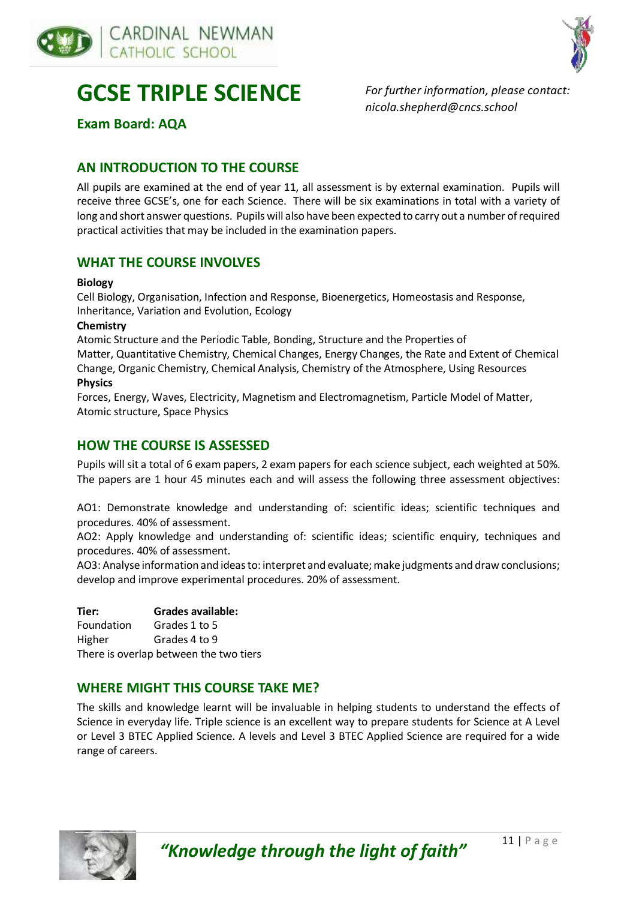# GCSE TRIPLE SCIENCE

*For further information, please contact: nicola.shepherd@cncs.school*

## Exam Board: AQA

## AN INTRODUCTION TO THE COURSE

All pupils are examined at the end of year 11, all assessment is by external examination. Pupils will receive three GCSE's, one for each Science. There will be six examinations in total with a variety of long and short answer questions. Pupils will also have been expected to carry out a number of required practical activities that may be included in the examination papers.

## WHAT THE COURSE INVOLVES

**Biology**

Cell Biology, Organisation, Infection and Response, Bioenergetics, Homeostasis and Response, Inheritance, Variation and Evolution, Ecology

**Chemistry**

Atomic Structure and the Periodic Table, Bonding, Structure and the Properties of Matter, Quantitative Chemistry, Chemical Changes, Energy Changes, the Rate and Extent of Chemical Change, Organic Chemistry, Chemical Analysis, Chemistry of the Atmosphere, Using Resources

**Physics**

Forces, Energy, Waves, Electricity, Magnetism and Electromagnetism, Particle Model of Matter, Atomic structure, Space Physics

## HOW THE COURSE IS ASSESSED

Pupils will sit a total of 6 exam papers, 2 exam papers for each science subject, each weighted at 50%. The papers are 1 hour 45 minutes each and will assess the following three assessment objectives:

AO1: Demonstrate knowledge and understanding of: scientific ideas; scientific techniques and procedures. 40% of assessment.

AO2: Apply knowledge and understanding of: scientific ideas; scientific enquiry, techniques and procedures. 40% of assessment.

AO3: Analyse information and ideas to: interpret and evaluate; make judgments and draw conclusions; develop and improve experimental procedures. 20% of assessment.

| **Tier:** | **Grades available:** |
|---|---|
| Foundation | Grades 1 to 5 |
| Higher | Grades 4 to 9 |

There is overlap between the two tiers

## WHERE MIGHT THIS COURSE TAKE ME?

The skills and knowledge learnt will be invaluable in helping students to understand the effects of Science in everyday life. Triple science is an excellent way to prepare students for Science at A Level or Level 3 BTEC Applied Science. A levels and Level 3 BTEC Applied Science are required for a wide range of careers.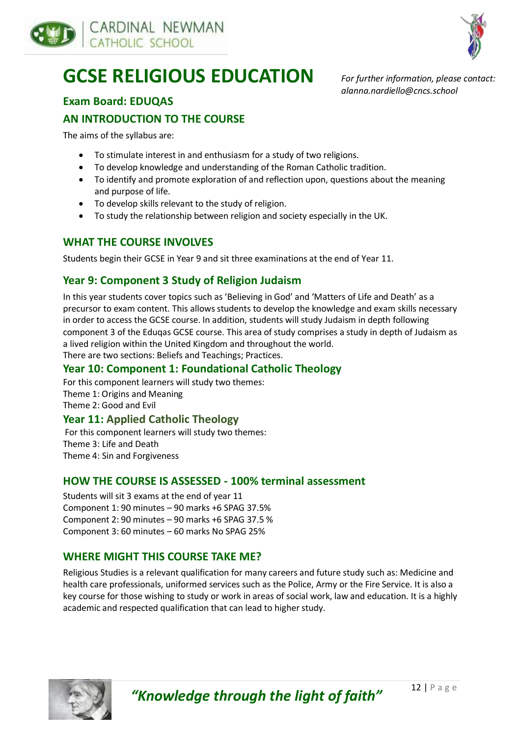# GCSE RELIGIOUS EDUCATION

*For further information, please contact: alanna.nardiello@cncs.school*

## Exam Board: EDUQAS

## AN INTRODUCTION TO THE COURSE

The aims of the syllabus are:

- To stimulate interest in and enthusiasm for a study of two religions.
- To develop knowledge and understanding of the Roman Catholic tradition.
- To identify and promote exploration of and reflection upon, questions about the meaning and purpose of life.
- To develop skills relevant to the study of religion.
- To study the relationship between religion and society especially in the UK.

## WHAT THE COURSE INVOLVES

Students begin their GCSE in Year 9 and sit three examinations at the end of Year 11.

### Year 9: Component 3 Study of Religion Judaism

In this year students cover topics such as 'Believing in God' and 'Matters of Life and Death' as a precursor to exam content. This allows students to develop the knowledge and exam skills necessary in order to access the GCSE course. In addition, students will study Judaism in depth following component 3 of the Eduqas GCSE course. This area of study comprises a study in depth of Judaism as a lived religion within the United Kingdom and throughout the world.
There are two sections: Beliefs and Teachings; Practices.

### Year 10: Component 1: Foundational Catholic Theology

For this component learners will study two themes:
Theme 1: Origins and Meaning
Theme 2: Good and Evil

### Year 11: Applied Catholic Theology

For this component learners will study two themes:
Theme 3: Life and Death
Theme 4: Sin and Forgiveness

## HOW THE COURSE IS ASSESSED - 100% terminal assessment

Students will sit 3 exams at the end of year 11
Component 1: 90 minutes – 90 marks +6 SPAG 37.5%
Component 2: 90 minutes – 90 marks +6 SPAG 37.5 %
Component 3: 60 minutes – 60 marks No SPAG 25%

## WHERE MIGHT THIS COURSE TAKE ME?

Religious Studies is a relevant qualification for many careers and future study such as: Medicine and health care professionals, uniformed services such as the Police, Army or the Fire Service. It is also a key course for those wishing to study or work in areas of social work, law and education. It is a highly academic and respected qualification that can lead to higher study.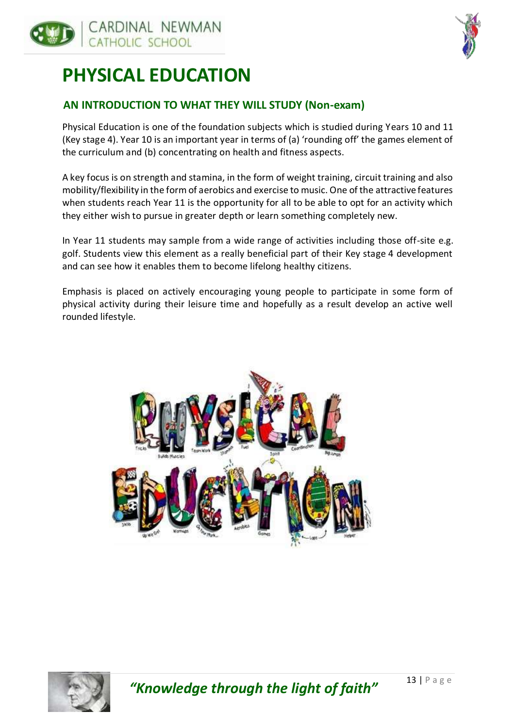# PHYSICAL EDUCATION

## AN INTRODUCTION TO WHAT THEY WILL STUDY (Non-exam)

Physical Education is one of the foundation subjects which is studied during Years 10 and 11 (Key stage 4). Year 10 is an important year in terms of (a) 'rounding off' the games element of the curriculum and (b) concentrating on health and fitness aspects.

A key focus is on strength and stamina, in the form of weight training, circuit training and also mobility/flexibility in the form of aerobics and exercise to music. One of the attractive features when students reach Year 11 is the opportunity for all to be able to opt for an activity which they either wish to pursue in greater depth or learn something completely new.

In Year 11 students may sample from a wide range of activities including those off-site e.g. golf. Students view this element as a really beneficial part of their Key stage 4 development and can see how it enables them to become lifelong healthy citizens.

Emphasis is placed on actively encouraging young people to participate in some form of physical activity during their leisure time and hopefully as a result develop an active well rounded lifestyle.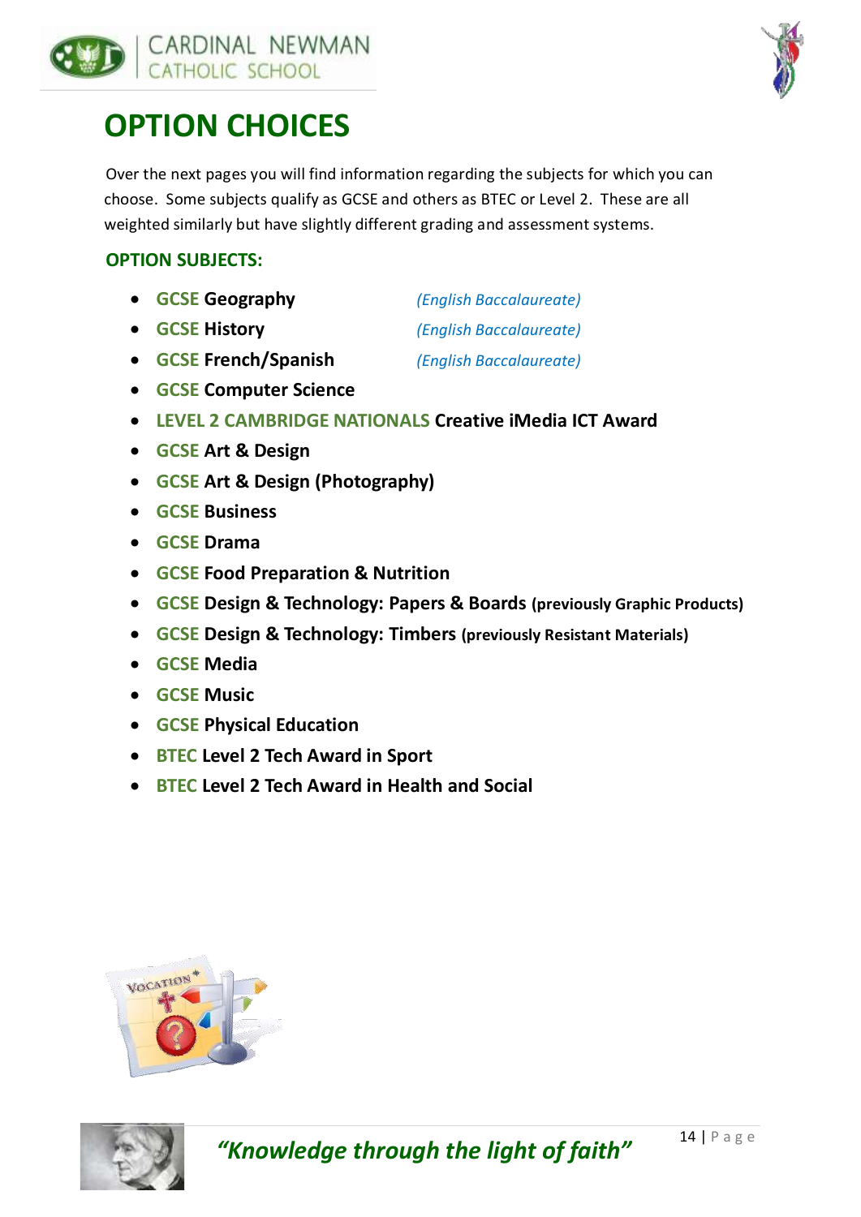# OPTION CHOICES

Over the next pages you will find information regarding the subjects for which you can choose. Some subjects qualify as GCSE and others as BTEC or Level 2. These are all weighted similarly but have slightly different grading and assessment systems.

**OPTION SUBJECTS:**

- **GCSE Geography** *(English Baccalaureate)*
- **GCSE History** *(English Baccalaureate)*
- **GCSE French/Spanish** *(English Baccalaureate)*
- **GCSE Computer Science**
- **LEVEL 2 CAMBRIDGE NATIONALS Creative iMedia ICT Award**
- **GCSE Art & Design**
- **GCSE Art & Design (Photography)**
- **GCSE Business**
- **GCSE Drama**
- **GCSE Food Preparation & Nutrition**
- **GCSE Design & Technology: Papers & Boards (previously Graphic Products)**
- **GCSE Design & Technology: Timbers (previously Resistant Materials)**
- **GCSE Media**
- **GCSE Music**
- **GCSE Physical Education**
- **BTEC Level 2 Tech Award in Sport**
- **BTEC Level 2 Tech Award in Health and Social**

*"Knowledge through the light of faith"*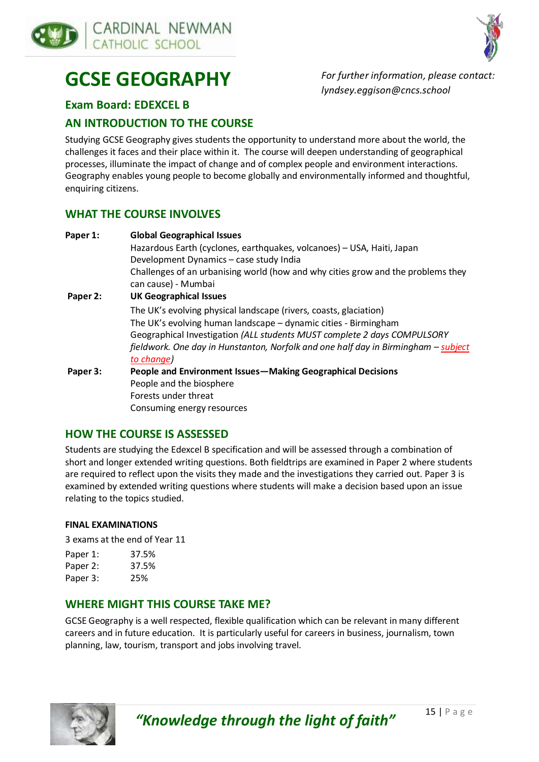# GCSE GEOGRAPHY

*For further information, please contact: lyndsey.eggison@cncs.school*

## Exam Board: EDEXCEL B

## AN INTRODUCTION TO THE COURSE

Studying GCSE Geography gives students the opportunity to understand more about the world, the challenges it faces and their place within it. The course will deepen understanding of geographical processes, illuminate the impact of change and of complex people and environment interactions. Geography enables young people to become globally and environmentally informed and thoughtful, enquiring citizens.

## WHAT THE COURSE INVOLVES

**Paper 1:** **Global Geographical Issues**
Hazardous Earth (cyclones, earthquakes, volcanoes) – USA, Haiti, Japan
Development Dynamics – case study India
Challenges of an urbanising world (how and why cities grow and the problems they can cause) - Mumbai

**Paper 2:** **UK Geographical Issues**
The UK's evolving physical landscape (rivers, coasts, glaciation)
The UK's evolving human landscape – dynamic cities - Birmingham
Geographical Investigation *(ALL students MUST complete 2 days COMPULSORY fieldwork. One day in Hunstanton, Norfolk and one half day in Birmingham – subject to change)*

**Paper 3:** **People and Environment Issues—Making Geographical Decisions**
People and the biosphere
Forests under threat
Consuming energy resources

## HOW THE COURSE IS ASSESSED

Students are studying the Edexcel B specification and will be assessed through a combination of short and longer extended writing questions. Both fieldtrips are examined in Paper 2 where students are required to reflect upon the visits they made and the investigations they carried out. Paper 3 is examined by extended writing questions where students will make a decision based upon an issue relating to the topics studied.

### FINAL EXAMINATIONS

3 exams at the end of Year 11

Paper 1: 37.5%
Paper 2: 37.5%
Paper 3: 25%

## WHERE MIGHT THIS COURSE TAKE ME?

GCSE Geography is a well respected, flexible qualification which can be relevant in many different careers and in future education. It is particularly useful for careers in business, journalism, town planning, law, tourism, transport and jobs involving travel.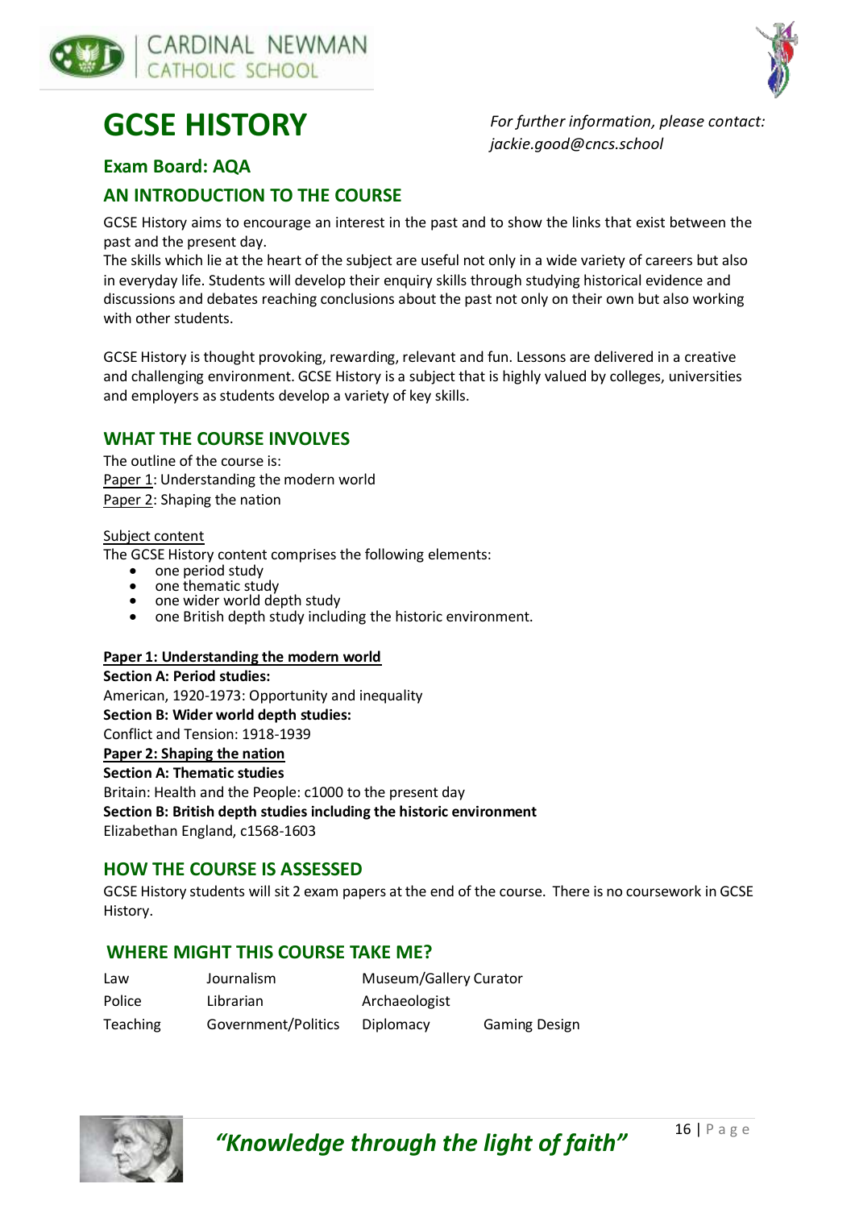# GCSE HISTORY

*For further information, please contact: jackie.good@cncs.school*

## Exam Board: AQA

## AN INTRODUCTION TO THE COURSE

GCSE History aims to encourage an interest in the past and to show the links that exist between the past and the present day.
The skills which lie at the heart of the subject are useful not only in a wide variety of careers but also in everyday life. Students will develop their enquiry skills through studying historical evidence and discussions and debates reaching conclusions about the past not only on their own but also working with other students.

GCSE History is thought provoking, rewarding, relevant and fun. Lessons are delivered in a creative and challenging environment. GCSE History is a subject that is highly valued by colleges, universities and employers as students develop a variety of key skills.

## WHAT THE COURSE INVOLVES

The outline of the course is:
<u>Paper 1</u>: Understanding the modern world
<u>Paper 2</u>: Shaping the nation

<u>Subject content</u>
The GCSE History content comprises the following elements:

- one period study
- one thematic study
- one wider world depth study
- one British depth study including the historic environment.

**<u>Paper 1: Understanding the modern world</u>**
**Section A: Period studies:**
American, 1920-1973: Opportunity and inequality
**Section B: Wider world depth studies:**
Conflict and Tension: 1918-1939
**<u>Paper 2: Shaping the nation</u>**
**Section A: Thematic studies**
Britain: Health and the People: c1000 to the present day
**Section B: British depth studies including the historic environment**
Elizabethan England, c1568-1603

## HOW THE COURSE IS ASSESSED

GCSE History students will sit 2 exam papers at the end of the course. There is no coursework in GCSE History.

## WHERE MIGHT THIS COURSE TAKE ME?

| | | | |
|---|---|---|---|
| Law | Journalism | Museum/Gallery Curator | |
| Police | Librarian | Archaeologist | |
| Teaching | Government/Politics | Diplomacy | Gaming Design |

*"Knowledge through the light of faith"*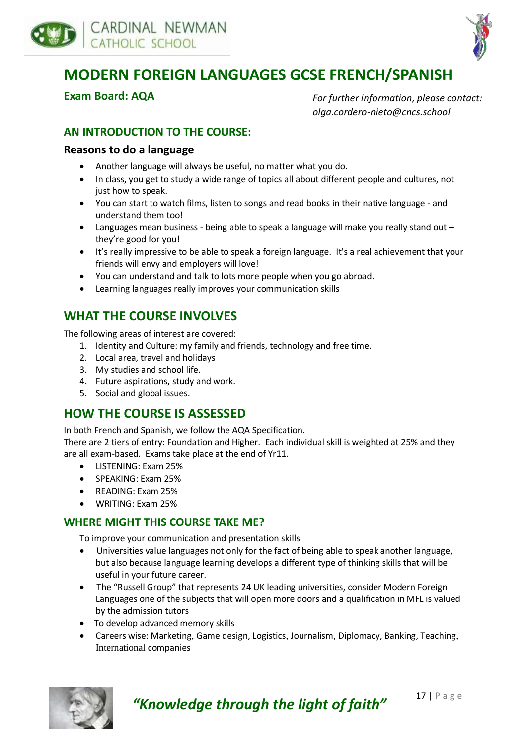# MODERN FOREIGN LANGUAGES GCSE FRENCH/SPANISH

**Exam Board: AQA**

*For further information, please contact: olga.cordero-nieto@cncs.school*

## AN INTRODUCTION TO THE COURSE:

### Reasons to do a language

- Another language will always be useful, no matter what you do.
- In class, you get to study a wide range of topics all about different people and cultures, not just how to speak.
- You can start to watch films, listen to songs and read books in their native language - and understand them too!
- Languages mean business - being able to speak a language will make you really stand out – they're good for you!
- It's really impressive to be able to speak a foreign language. It's a real achievement that your friends will envy and employers will love!
- You can understand and talk to lots more people when you go abroad.
- Learning languages really improves your communication skills

## WHAT THE COURSE INVOLVES

The following areas of interest are covered:

1. Identity and Culture: my family and friends, technology and free time.
2. Local area, travel and holidays
3. My studies and school life.
4. Future aspirations, study and work.
5. Social and global issues.

## HOW THE COURSE IS ASSESSED

In both French and Spanish, we follow the AQA Specification.
There are 2 tiers of entry: Foundation and Higher. Each individual skill is weighted at 25% and they are all exam-based. Exams take place at the end of Yr11.

- LISTENING: Exam 25%
- SPEAKING: Exam 25%
- READING: Exam 25%
- WRITING: Exam 25%

## WHERE MIGHT THIS COURSE TAKE ME?

To improve your communication and presentation skills

- Universities value languages not only for the fact of being able to speak another language, but also because language learning develops a different type of thinking skills that will be useful in your future career.
- The "Russell Group" that represents 24 UK leading universities, consider Modern Foreign Languages one of the subjects that will open more doors and a qualification in MFL is valued by the admission tutors
- To develop advanced memory skills
- Careers wise: Marketing, Game design, Logistics, Journalism, Diplomacy, Banking, Teaching, International companies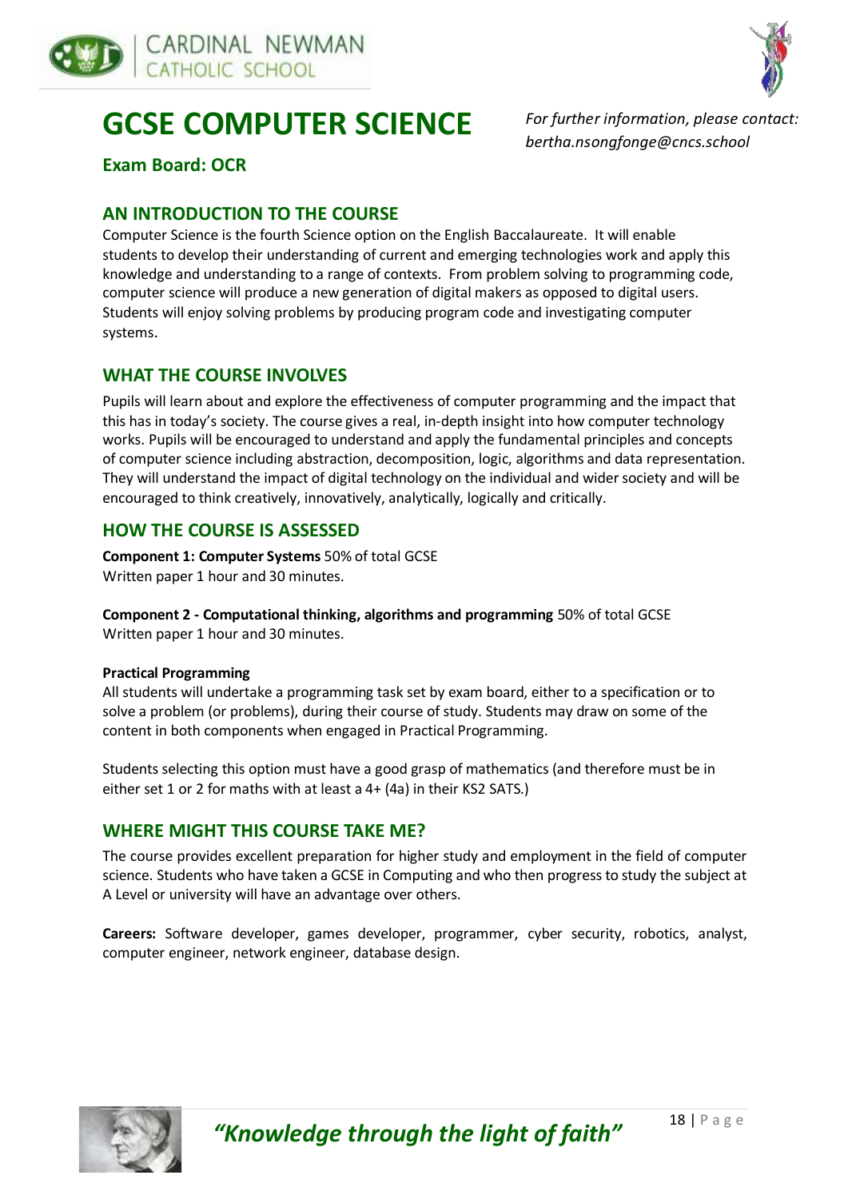# GCSE COMPUTER SCIENCE

*For further information, please contact: bertha.nsongfonge@cncs.school*

**Exam Board: OCR**

## AN INTRODUCTION TO THE COURSE

Computer Science is the fourth Science option on the English Baccalaureate. It will enable students to develop their understanding of current and emerging technologies work and apply this knowledge and understanding to a range of contexts. From problem solving to programming code, computer science will produce a new generation of digital makers as opposed to digital users. Students will enjoy solving problems by producing program code and investigating computer systems.

## WHAT THE COURSE INVOLVES

Pupils will learn about and explore the effectiveness of computer programming and the impact that this has in today's society. The course gives a real, in-depth insight into how computer technology works. Pupils will be encouraged to understand and apply the fundamental principles and concepts of computer science including abstraction, decomposition, logic, algorithms and data representation. They will understand the impact of digital technology on the individual and wider society and will be encouraged to think creatively, innovatively, analytically, logically and critically.

## HOW THE COURSE IS ASSESSED

**Component 1: Computer Systems** 50% of total GCSE
Written paper 1 hour and 30 minutes.

**Component 2 - Computational thinking, algorithms and programming** 50% of total GCSE
Written paper 1 hour and 30 minutes.

**Practical Programming**
All students will undertake a programming task set by exam board, either to a specification or to solve a problem (or problems), during their course of study. Students may draw on some of the content in both components when engaged in Practical Programming.

Students selecting this option must have a good grasp of mathematics (and therefore must be in either set 1 or 2 for maths with at least a 4+ (4a) in their KS2 SATS.)

## WHERE MIGHT THIS COURSE TAKE ME?

The course provides excellent preparation for higher study and employment in the field of computer science. Students who have taken a GCSE in Computing and who then progress to study the subject at A Level or university will have an advantage over others.

**Careers:** Software developer, games developer, programmer, cyber security, robotics, analyst, computer engineer, network engineer, database design.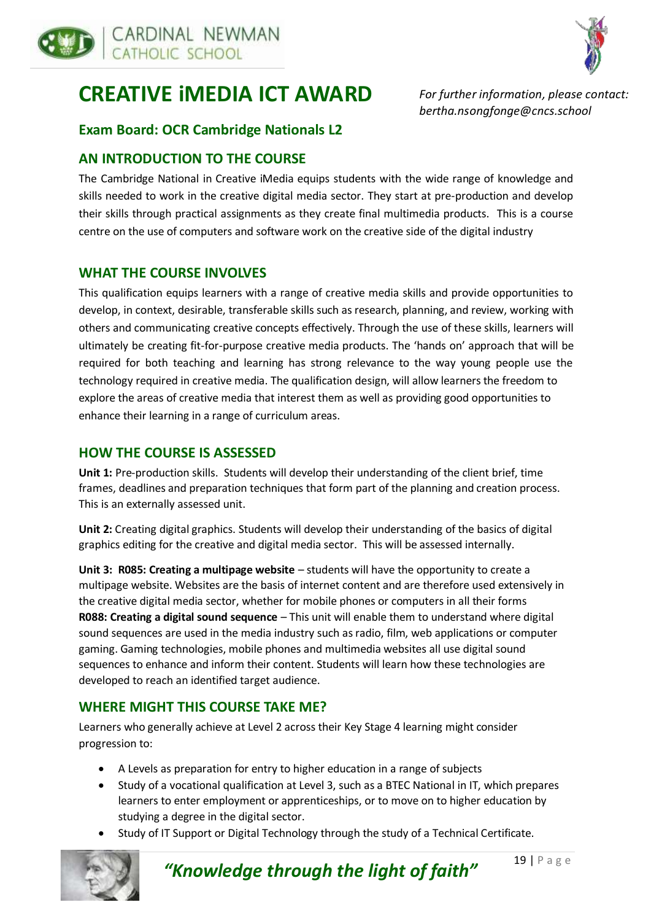# CREATIVE iMEDIA ICT AWARD

*For further information, please contact: bertha.nsongfonge@cncs.school*

## Exam Board: OCR Cambridge Nationals L2

## AN INTRODUCTION TO THE COURSE

The Cambridge National in Creative iMedia equips students with the wide range of knowledge and skills needed to work in the creative digital media sector. They start at pre-production and develop their skills through practical assignments as they create final multimedia products. This is a course centre on the use of computers and software work on the creative side of the digital industry

## WHAT THE COURSE INVOLVES

This qualification equips learners with a range of creative media skills and provide opportunities to develop, in context, desirable, transferable skills such as research, planning, and review, working with others and communicating creative concepts effectively. Through the use of these skills, learners will ultimately be creating fit-for-purpose creative media products. The 'hands on' approach that will be required for both teaching and learning has strong relevance to the way young people use the technology required in creative media. The qualification design, will allow learners the freedom to explore the areas of creative media that interest them as well as providing good opportunities to enhance their learning in a range of curriculum areas.

## HOW THE COURSE IS ASSESSED

**Unit 1:** Pre-production skills. Students will develop their understanding of the client brief, time frames, deadlines and preparation techniques that form part of the planning and creation process. This is an externally assessed unit.

**Unit 2:** Creating digital graphics. Students will develop their understanding of the basics of digital graphics editing for the creative and digital media sector. This will be assessed internally.

**Unit 3: R085: Creating a multipage website** – students will have the opportunity to create a multipage website. Websites are the basis of internet content and are therefore used extensively in the creative digital media sector, whether for mobile phones or computers in all their forms
**R088: Creating a digital sound sequence** – This unit will enable them to understand where digital sound sequences are used in the media industry such as radio, film, web applications or computer gaming. Gaming technologies, mobile phones and multimedia websites all use digital sound sequences to enhance and inform their content. Students will learn how these technologies are developed to reach an identified target audience.

## WHERE MIGHT THIS COURSE TAKE ME?

Learners who generally achieve at Level 2 across their Key Stage 4 learning might consider progression to:

- A Levels as preparation for entry to higher education in a range of subjects
- Study of a vocational qualification at Level 3, such as a BTEC National in IT, which prepares learners to enter employment or apprenticeships, or to move on to higher education by studying a degree in the digital sector.
- Study of IT Support or Digital Technology through the study of a Technical Certificate.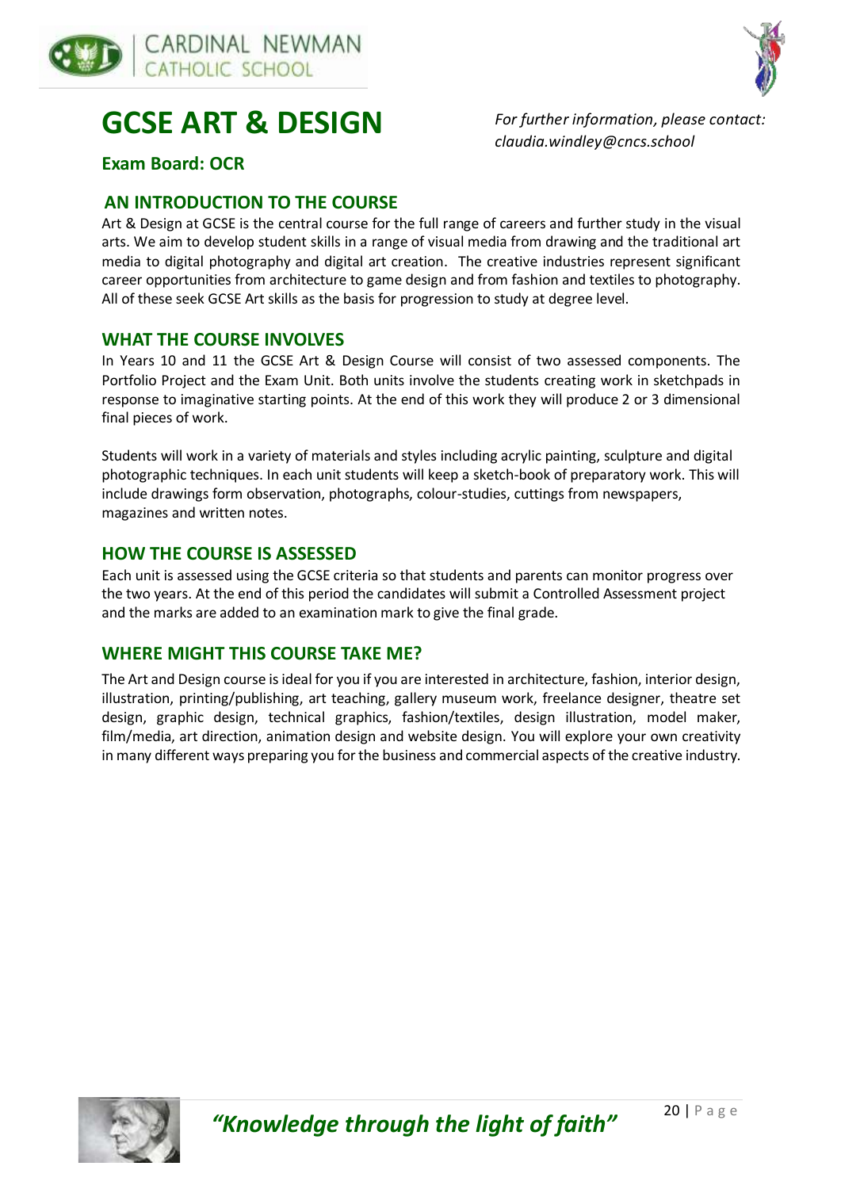# GCSE ART & DESIGN

*For further information, please contact: claudia.windley@cncs.school*

**Exam Board: OCR**

## AN INTRODUCTION TO THE COURSE

Art & Design at GCSE is the central course for the full range of careers and further study in the visual arts. We aim to develop student skills in a range of visual media from drawing and the traditional art media to digital photography and digital art creation. The creative industries represent significant career opportunities from architecture to game design and from fashion and textiles to photography. All of these seek GCSE Art skills as the basis for progression to study at degree level.

## WHAT THE COURSE INVOLVES

In Years 10 and 11 the GCSE Art & Design Course will consist of two assessed components. The Portfolio Project and the Exam Unit. Both units involve the students creating work in sketchpads in response to imaginative starting points. At the end of this work they will produce 2 or 3 dimensional final pieces of work.

Students will work in a variety of materials and styles including acrylic painting, sculpture and digital photographic techniques. In each unit students will keep a sketch-book of preparatory work. This will include drawings form observation, photographs, colour-studies, cuttings from newspapers, magazines and written notes.

## HOW THE COURSE IS ASSESSED

Each unit is assessed using the GCSE criteria so that students and parents can monitor progress over the two years. At the end of this period the candidates will submit a Controlled Assessment project and the marks are added to an examination mark to give the final grade.

## WHERE MIGHT THIS COURSE TAKE ME?

The Art and Design course is ideal for you if you are interested in architecture, fashion, interior design, illustration, printing/publishing, art teaching, gallery museum work, freelance designer, theatre set design, graphic design, technical graphics, fashion/textiles, design illustration, model maker, film/media, art direction, animation design and website design. You will explore your own creativity in many different ways preparing you for the business and commercial aspects of the creative industry.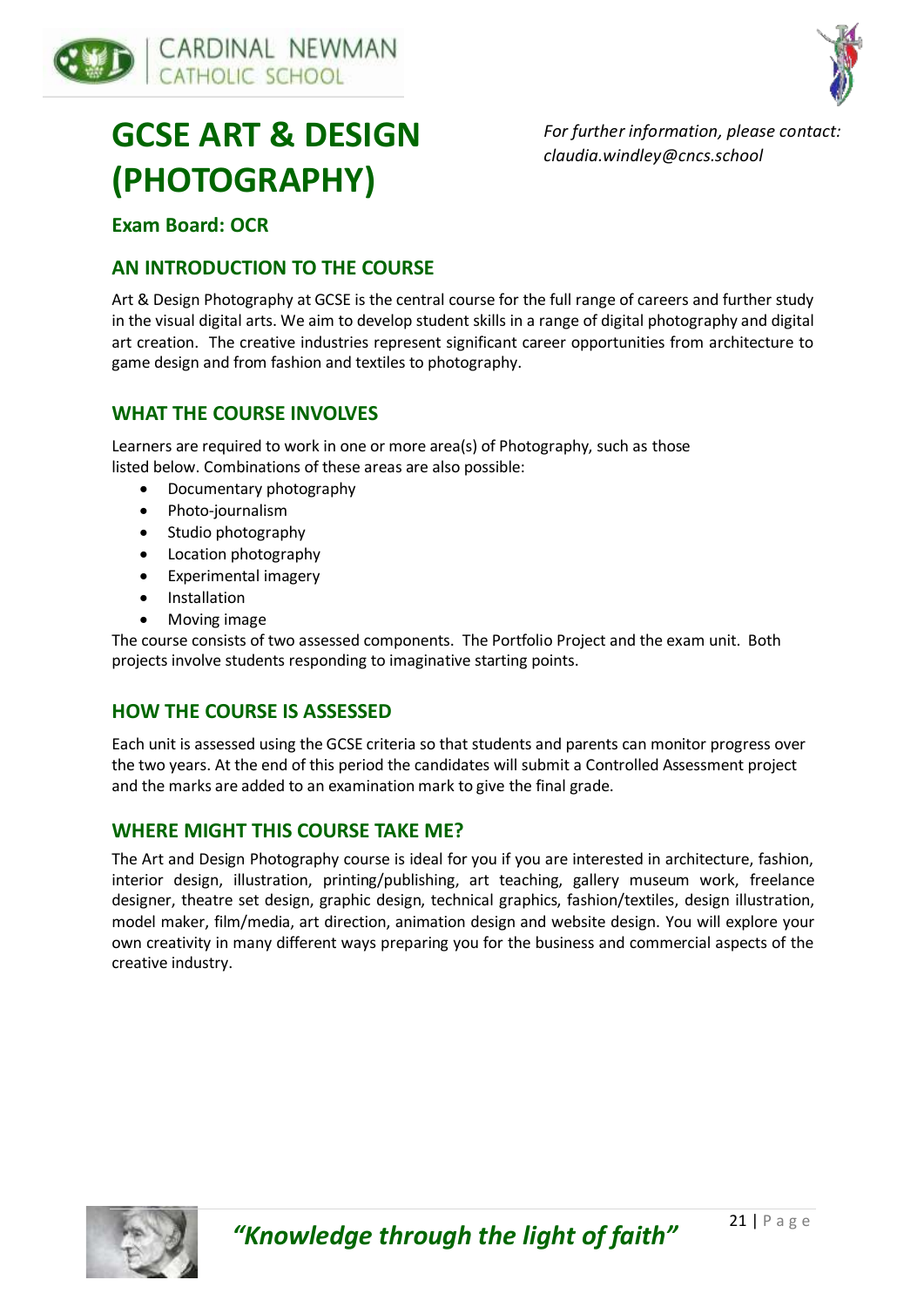# GCSE ART & DESIGN (PHOTOGRAPHY)

*For further information, please contact: claudia.windley@cncs.school*

### Exam Board: OCR

## AN INTRODUCTION TO THE COURSE

Art & Design Photography at GCSE is the central course for the full range of careers and further study in the visual digital arts. We aim to develop student skills in a range of digital photography and digital art creation. The creative industries represent significant career opportunities from architecture to game design and from fashion and textiles to photography.

## WHAT THE COURSE INVOLVES

Learners are required to work in one or more area(s) of Photography, such as those listed below. Combinations of these areas are also possible:

- Documentary photography
- Photo-journalism
- Studio photography
- Location photography
- Experimental imagery
- Installation
- Moving image

The course consists of two assessed components. The Portfolio Project and the exam unit. Both projects involve students responding to imaginative starting points.

## HOW THE COURSE IS ASSESSED

Each unit is assessed using the GCSE criteria so that students and parents can monitor progress over the two years. At the end of this period the candidates will submit a Controlled Assessment project and the marks are added to an examination mark to give the final grade.

## WHERE MIGHT THIS COURSE TAKE ME?

The Art and Design Photography course is ideal for you if you are interested in architecture, fashion, interior design, illustration, printing/publishing, art teaching, gallery museum work, freelance designer, theatre set design, graphic design, technical graphics, fashion/textiles, design illustration, model maker, film/media, art direction, animation design and website design. You will explore your own creativity in many different ways preparing you for the business and commercial aspects of the creative industry.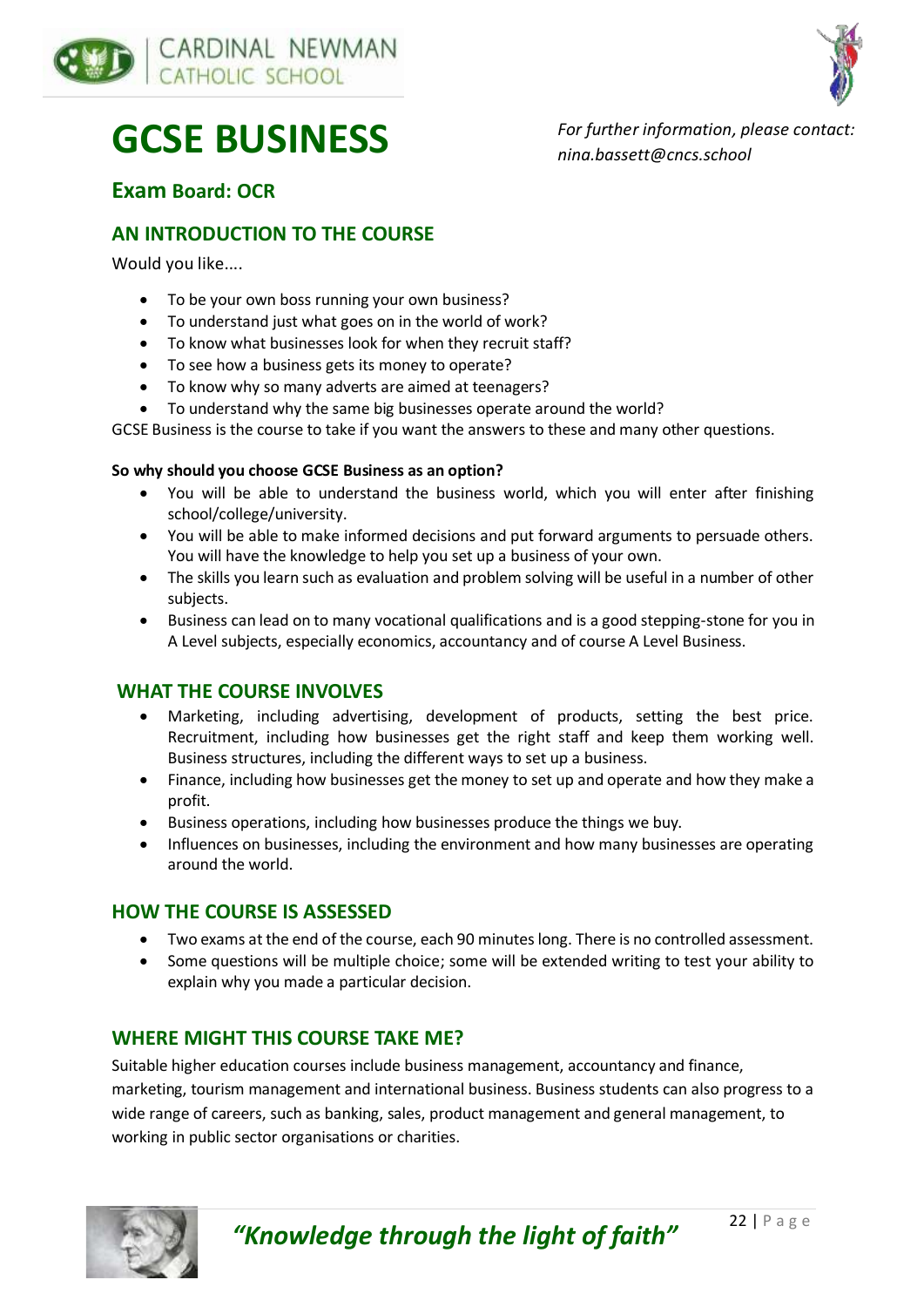# GCSE BUSINESS

*For further information, please contact: nina.bassett@cncs.school*

## Exam Board: OCR

## AN INTRODUCTION TO THE COURSE

Would you like....

- To be your own boss running your own business?
- To understand just what goes on in the world of work?
- To know what businesses look for when they recruit staff?
- To see how a business gets its money to operate?
- To know why so many adverts are aimed at teenagers?
- To understand why the same big businesses operate around the world?

GCSE Business is the course to take if you want the answers to these and many other questions.

**So why should you choose GCSE Business as an option?**

- You will be able to understand the business world, which you will enter after finishing school/college/university.
- You will be able to make informed decisions and put forward arguments to persuade others. You will have the knowledge to help you set up a business of your own.
- The skills you learn such as evaluation and problem solving will be useful in a number of other subjects.
- Business can lead on to many vocational qualifications and is a good stepping-stone for you in A Level subjects, especially economics, accountancy and of course A Level Business.

## WHAT THE COURSE INVOLVES

- Marketing, including advertising, development of products, setting the best price. Recruitment, including how businesses get the right staff and keep them working well. Business structures, including the different ways to set up a business.
- Finance, including how businesses get the money to set up and operate and how they make a profit.
- Business operations, including how businesses produce the things we buy.
- Influences on businesses, including the environment and how many businesses are operating around the world.

## HOW THE COURSE IS ASSESSED

- Two exams at the end of the course, each 90 minutes long. There is no controlled assessment.
- Some questions will be multiple choice; some will be extended writing to test your ability to explain why you made a particular decision.

## WHERE MIGHT THIS COURSE TAKE ME?

Suitable higher education courses include business management, accountancy and finance, marketing, tourism management and international business. Business students can also progress to a wide range of careers, such as banking, sales, product management and general management, to working in public sector organisations or charities.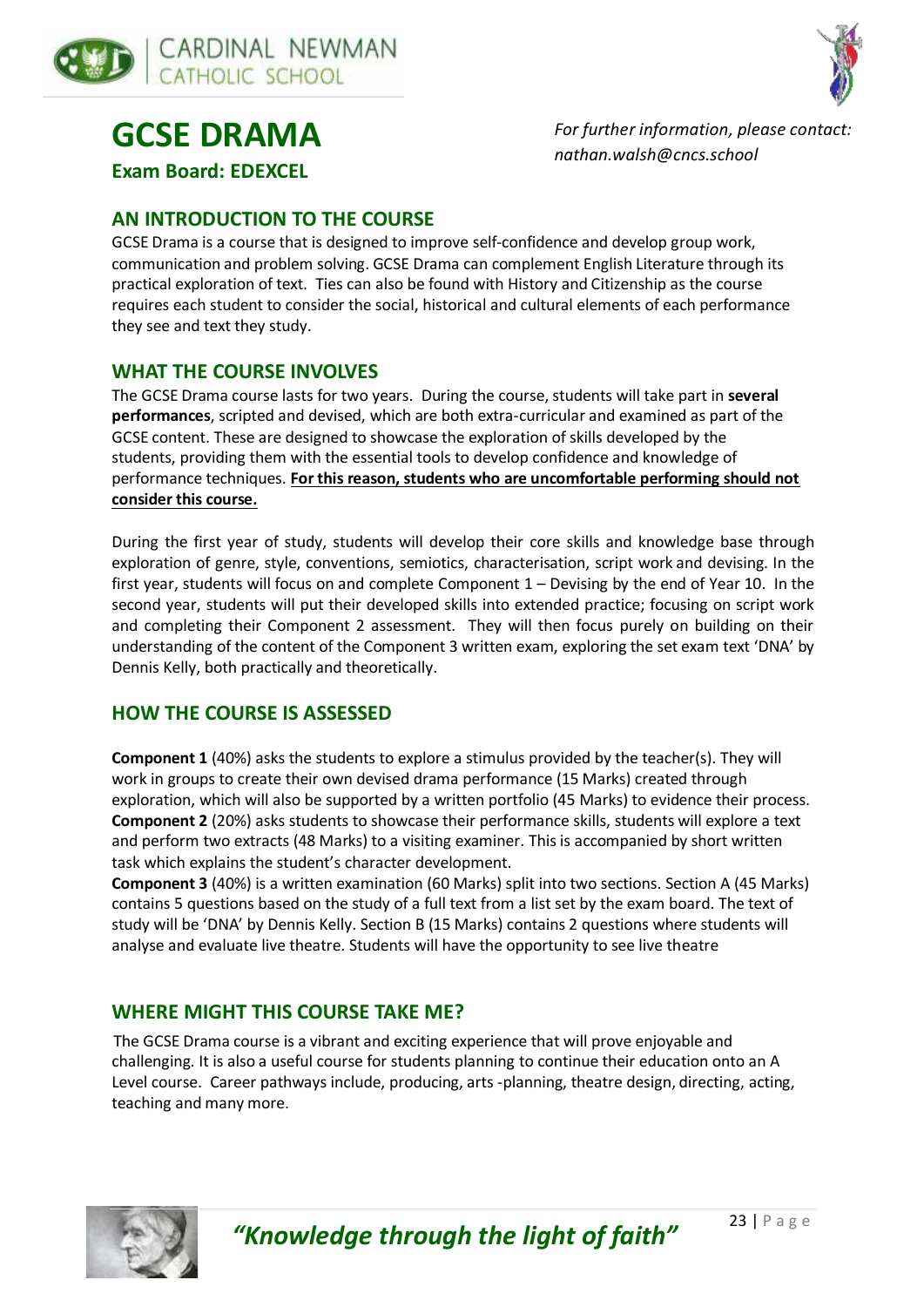# GCSE DRAMA

**Exam Board: EDEXCEL**

*For further information, please contact: nathan.walsh@cncs.school*

## AN INTRODUCTION TO THE COURSE

GCSE Drama is a course that is designed to improve self-confidence and develop group work, communication and problem solving. GCSE Drama can complement English Literature through its practical exploration of text. Ties can also be found with History and Citizenship as the course requires each student to consider the social, historical and cultural elements of each performance they see and text they study.

## WHAT THE COURSE INVOLVES

The GCSE Drama course lasts for two years. During the course, students will take part in **several performances**, scripted and devised, which are both extra-curricular and examined as part of the GCSE content. These are designed to showcase the exploration of skills developed by the students, providing them with the essential tools to develop confidence and knowledge of performance techniques. **For this reason, students who are uncomfortable performing should not consider this course.**

During the first year of study, students will develop their core skills and knowledge base through exploration of genre, style, conventions, semiotics, characterisation, script work and devising. In the first year, students will focus on and complete Component 1 – Devising by the end of Year 10. In the second year, students will put their developed skills into extended practice; focusing on script work and completing their Component 2 assessment. They will then focus purely on building on their understanding of the content of the Component 3 written exam, exploring the set exam text 'DNA' by Dennis Kelly, both practically and theoretically.

## HOW THE COURSE IS ASSESSED

**Component 1** (40%) asks the students to explore a stimulus provided by the teacher(s). They will work in groups to create their own devised drama performance (15 Marks) created through exploration, which will also be supported by a written portfolio (45 Marks) to evidence their process.
**Component 2** (20%) asks students to showcase their performance skills, students will explore a text and perform two extracts (48 Marks) to a visiting examiner. This is accompanied by short written task which explains the student's character development.
**Component 3** (40%) is a written examination (60 Marks) split into two sections. Section A (45 Marks) contains 5 questions based on the study of a full text from a list set by the exam board. The text of study will be 'DNA' by Dennis Kelly. Section B (15 Marks) contains 2 questions where students will analyse and evaluate live theatre. Students will have the opportunity to see live theatre

## WHERE MIGHT THIS COURSE TAKE ME?

The GCSE Drama course is a vibrant and exciting experience that will prove enjoyable and challenging. It is also a useful course for students planning to continue their education onto an A Level course. Career pathways include, producing, arts -planning, theatre design, directing, acting, teaching and many more.

*"Knowledge through the light of faith"*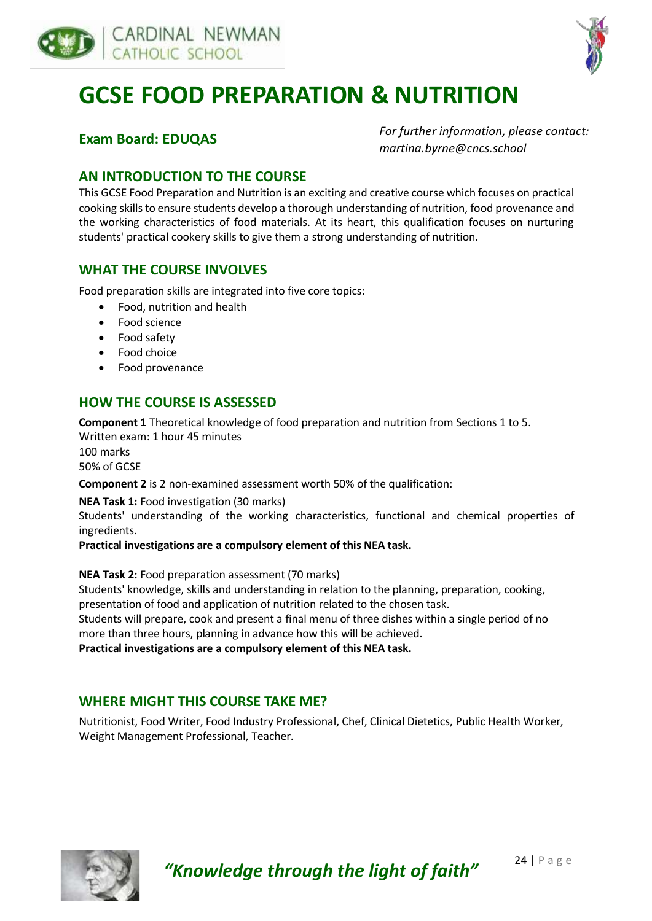# GCSE FOOD PREPARATION & NUTRITION

**Exam Board: EDUQAS**

*For further information, please contact: martina.byrne@cncs.school*

## AN INTRODUCTION TO THE COURSE

This GCSE Food Preparation and Nutrition is an exciting and creative course which focuses on practical cooking skills to ensure students develop a thorough understanding of nutrition, food provenance and the working characteristics of food materials. At its heart, this qualification focuses on nurturing students' practical cookery skills to give them a strong understanding of nutrition.

## WHAT THE COURSE INVOLVES

Food preparation skills are integrated into five core topics:

- Food, nutrition and health
- Food science
- Food safety
- Food choice
- Food provenance

## HOW THE COURSE IS ASSESSED

**Component 1** Theoretical knowledge of food preparation and nutrition from Sections 1 to 5.
Written exam: 1 hour 45 minutes
100 marks
50% of GCSE

**Component 2** is 2 non-examined assessment worth 50% of the qualification:

**NEA Task 1:** Food investigation (30 marks)
Students' understanding of the working characteristics, functional and chemical properties of ingredients.
**Practical investigations are a compulsory element of this NEA task.**

**NEA Task 2:** Food preparation assessment (70 marks)
Students' knowledge, skills and understanding in relation to the planning, preparation, cooking, presentation of food and application of nutrition related to the chosen task.
Students will prepare, cook and present a final menu of three dishes within a single period of no more than three hours, planning in advance how this will be achieved.
**Practical investigations are a compulsory element of this NEA task.**

## WHERE MIGHT THIS COURSE TAKE ME?

Nutritionist, Food Writer, Food Industry Professional, Chef, Clinical Dietetics, Public Health Worker, Weight Management Professional, Teacher.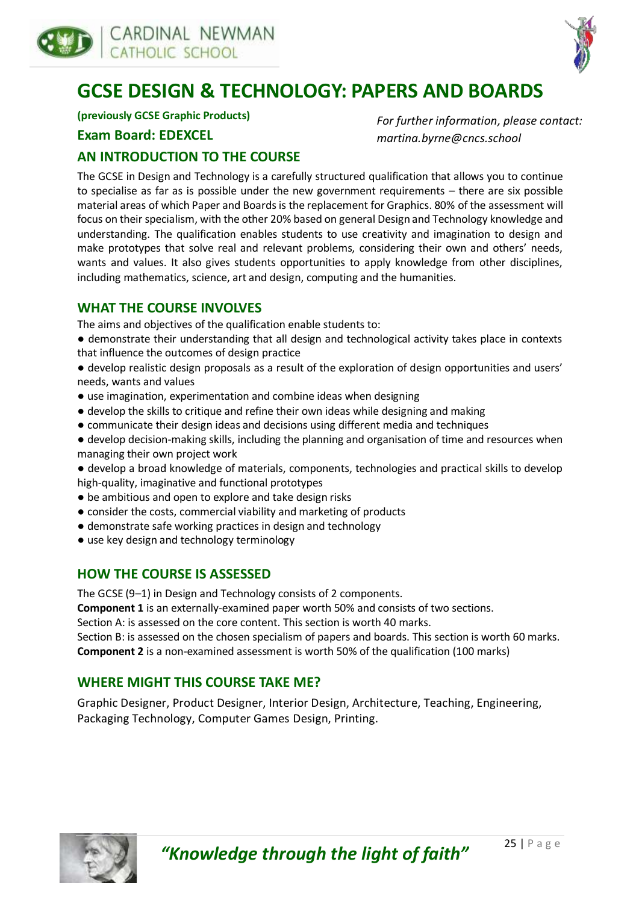# GCSE DESIGN & TECHNOLOGY: PAPERS AND BOARDS

**(previously GCSE Graphic Products)**

**Exam Board: EDEXCEL**

*For further information, please contact: martina.byrne@cncs.school*

## AN INTRODUCTION TO THE COURSE

The GCSE in Design and Technology is a carefully structured qualification that allows you to continue to specialise as far as is possible under the new government requirements – there are six possible material areas of which Paper and Boards is the replacement for Graphics. 80% of the assessment will focus on their specialism, with the other 20% based on general Design and Technology knowledge and understanding. The qualification enables students to use creativity and imagination to design and make prototypes that solve real and relevant problems, considering their own and others' needs, wants and values. It also gives students opportunities to apply knowledge from other disciplines, including mathematics, science, art and design, computing and the humanities.

## WHAT THE COURSE INVOLVES

The aims and objectives of the qualification enable students to:

- demonstrate their understanding that all design and technological activity takes place in contexts that influence the outcomes of design practice
- develop realistic design proposals as a result of the exploration of design opportunities and users' needs, wants and values
- use imagination, experimentation and combine ideas when designing
- develop the skills to critique and refine their own ideas while designing and making
- communicate their design ideas and decisions using different media and techniques
- develop decision-making skills, including the planning and organisation of time and resources when managing their own project work
- develop a broad knowledge of materials, components, technologies and practical skills to develop high-quality, imaginative and functional prototypes
- be ambitious and open to explore and take design risks
- consider the costs, commercial viability and marketing of products
- demonstrate safe working practices in design and technology
- use key design and technology terminology

## HOW THE COURSE IS ASSESSED

The GCSE (9–1) in Design and Technology consists of 2 components.

**Component 1** is an externally-examined paper worth 50% and consists of two sections.

Section A: is assessed on the core content. This section is worth 40 marks.

Section B: is assessed on the chosen specialism of papers and boards. This section is worth 60 marks.

**Component 2** is a non-examined assessment is worth 50% of the qualification (100 marks)

## WHERE MIGHT THIS COURSE TAKE ME?

Graphic Designer, Product Designer, Interior Design, Architecture, Teaching, Engineering, Packaging Technology, Computer Games Design, Printing.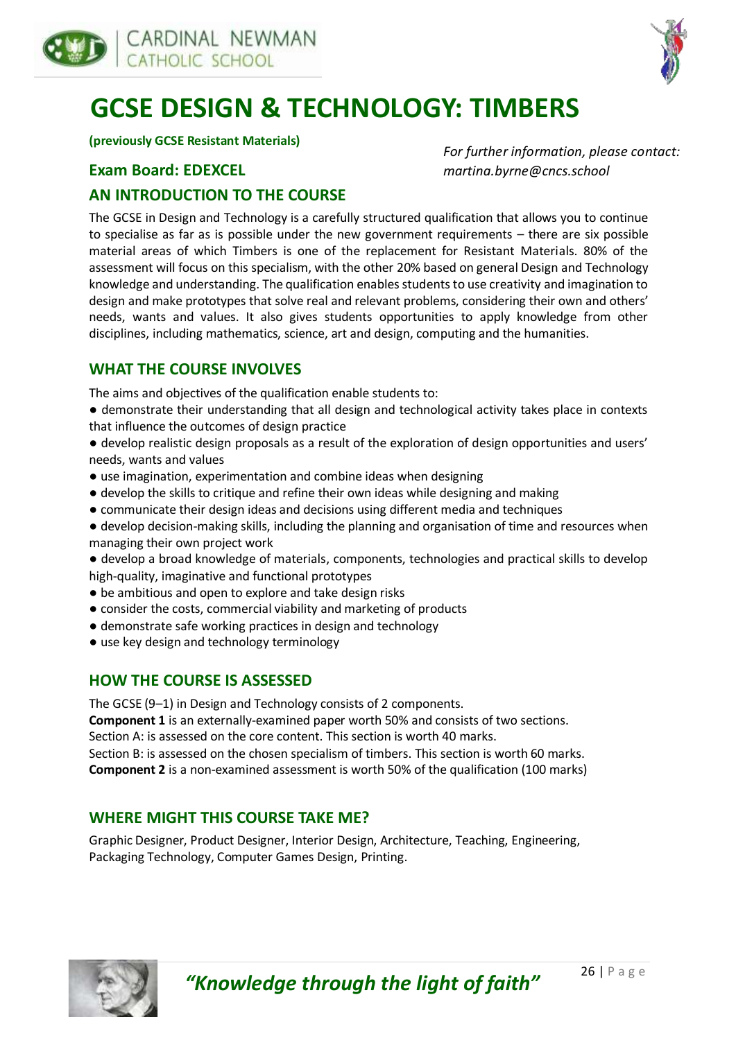# GCSE DESIGN & TECHNOLOGY: TIMBERS

**(previously GCSE Resistant Materials)**

*For further information, please contact: martina.byrne@cncs.school*

## Exam Board: EDEXCEL

## AN INTRODUCTION TO THE COURSE

The GCSE in Design and Technology is a carefully structured qualification that allows you to continue to specialise as far as is possible under the new government requirements – there are six possible material areas of which Timbers is one of the replacement for Resistant Materials. 80% of the assessment will focus on this specialism, with the other 20% based on general Design and Technology knowledge and understanding. The qualification enables students to use creativity and imagination to design and make prototypes that solve real and relevant problems, considering their own and others' needs, wants and values. It also gives students opportunities to apply knowledge from other disciplines, including mathematics, science, art and design, computing and the humanities.

## WHAT THE COURSE INVOLVES

The aims and objectives of the qualification enable students to:

- demonstrate their understanding that all design and technological activity takes place in contexts that influence the outcomes of design practice
- develop realistic design proposals as a result of the exploration of design opportunities and users' needs, wants and values
- use imagination, experimentation and combine ideas when designing
- develop the skills to critique and refine their own ideas while designing and making
- communicate their design ideas and decisions using different media and techniques
- develop decision-making skills, including the planning and organisation of time and resources when managing their own project work
- develop a broad knowledge of materials, components, technologies and practical skills to develop high-quality, imaginative and functional prototypes
- be ambitious and open to explore and take design risks
- consider the costs, commercial viability and marketing of products
- demonstrate safe working practices in design and technology
- use key design and technology terminology

## HOW THE COURSE IS ASSESSED

The GCSE (9–1) in Design and Technology consists of 2 components.
**Component 1** is an externally-examined paper worth 50% and consists of two sections.
Section A: is assessed on the core content. This section is worth 40 marks.
Section B: is assessed on the chosen specialism of timbers. This section is worth 60 marks.
**Component 2** is a non-examined assessment is worth 50% of the qualification (100 marks)

## WHERE MIGHT THIS COURSE TAKE ME?

Graphic Designer, Product Designer, Interior Design, Architecture, Teaching, Engineering, Packaging Technology, Computer Games Design, Printing.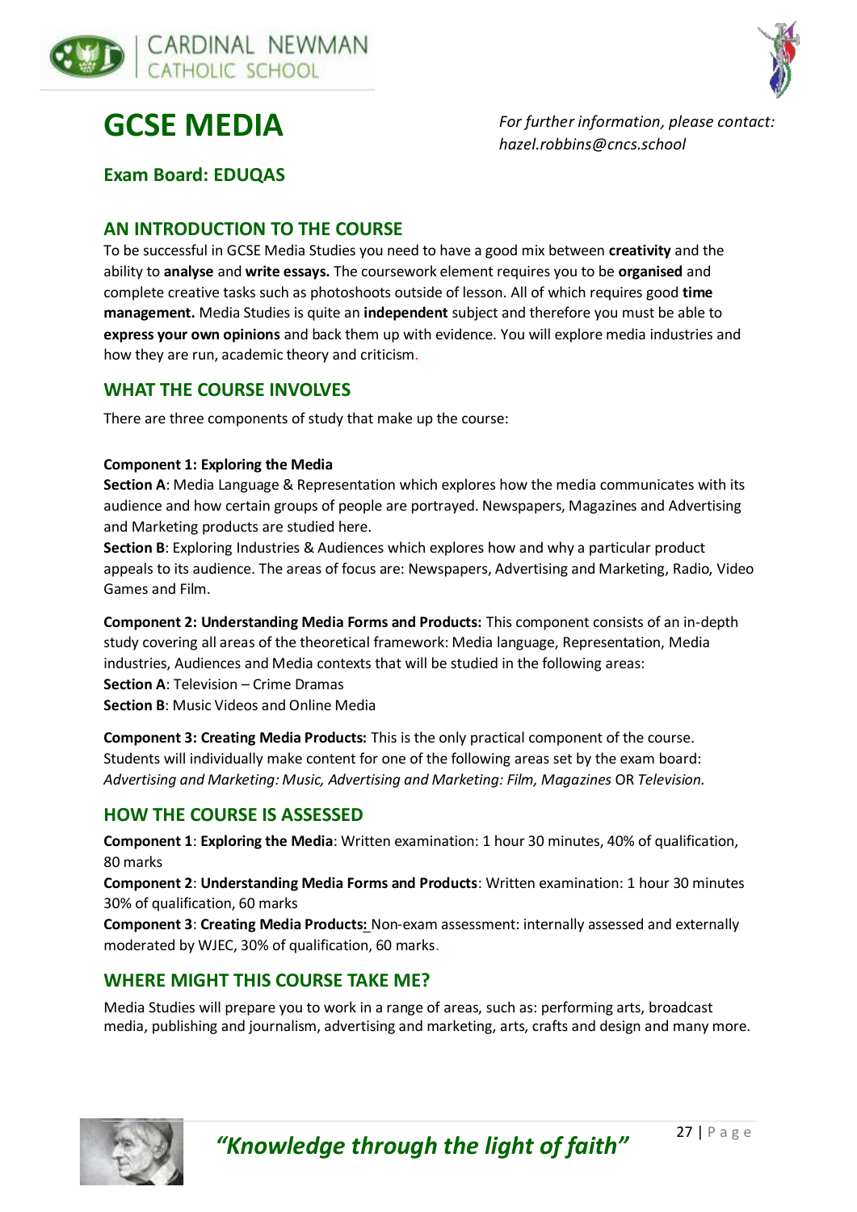# GCSE MEDIA

*For further information, please contact: hazel.robbins@cncs.school*

**Exam Board: EDUQAS**

## AN INTRODUCTION TO THE COURSE

To be successful in GCSE Media Studies you need to have a good mix between **creativity** and the ability to **analyse** and **write essays.** The coursework element requires you to be **organised** and complete creative tasks such as photoshoots outside of lesson. All of which requires good **time management.** Media Studies is quite an **independent** subject and therefore you must be able to **express your own opinions** and back them up with evidence. You will explore media industries and how they are run, academic theory and criticism.

## WHAT THE COURSE INVOLVES

There are three components of study that make up the course:

**Component 1: Exploring the Media**
**Section A**: Media Language & Representation which explores how the media communicates with its audience and how certain groups of people are portrayed. Newspapers, Magazines and Advertising and Marketing products are studied here.
**Section B**: Exploring Industries & Audiences which explores how and why a particular product appeals to its audience. The areas of focus are: Newspapers, Advertising and Marketing, Radio, Video Games and Film.

**Component 2: Understanding Media Forms and Products:** This component consists of an in-depth study covering all areas of the theoretical framework: Media language, Representation, Media industries, Audiences and Media contexts that will be studied in the following areas:
**Section A**: Television – Crime Dramas
**Section B**: Music Videos and Online Media

**Component 3: Creating Media Products:** This is the only practical component of the course. Students will individually make content for one of the following areas set by the exam board: *Advertising and Marketing: Music, Advertising and Marketing: Film, Magazines* OR *Television.*

## HOW THE COURSE IS ASSESSED

**Component 1**: **Exploring the Media**: Written examination: 1 hour 30 minutes, 40% of qualification, 80 marks
**Component 2**: **Understanding Media Forms and Products**: Written examination: 1 hour 30 minutes 30% of qualification, 60 marks
**Component 3**: **Creating Media Products:** Non-exam assessment: internally assessed and externally moderated by WJEC, 30% of qualification, 60 marks.

## WHERE MIGHT THIS COURSE TAKE ME?

Media Studies will prepare you to work in a range of areas, such as: performing arts, broadcast media, publishing and journalism, advertising and marketing, arts, crafts and design and many more.

*"Knowledge through the light of faith"*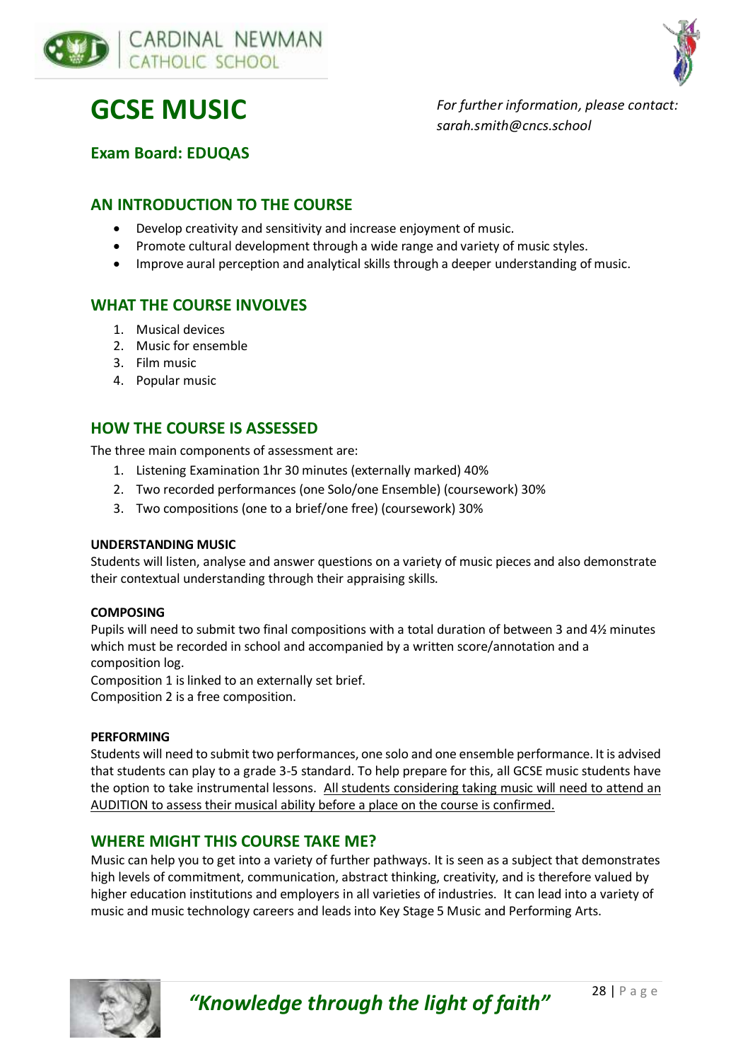# GCSE MUSIC

*For further information, please contact: sarah.smith@cncs.school*

## Exam Board: EDUQAS

## AN INTRODUCTION TO THE COURSE

- Develop creativity and sensitivity and increase enjoyment of music.
- Promote cultural development through a wide range and variety of music styles.
- Improve aural perception and analytical skills through a deeper understanding of music.

## WHAT THE COURSE INVOLVES

1. Musical devices
2. Music for ensemble
3. Film music
4. Popular music

## HOW THE COURSE IS ASSESSED

The three main components of assessment are:

1. Listening Examination 1hr 30 minutes (externally marked) 40%
2. Two recorded performances (one Solo/one Ensemble) (coursework) 30%
3. Two compositions (one to a brief/one free) (coursework) 30%

**UNDERSTANDING MUSIC**

Students will listen, analyse and answer questions on a variety of music pieces and also demonstrate their contextual understanding through their appraising skills.

**COMPOSING**

Pupils will need to submit two final compositions with a total duration of between 3 and 4½ minutes which must be recorded in school and accompanied by a written score/annotation and a composition log.
Composition 1 is linked to an externally set brief.
Composition 2 is a free composition.

**PERFORMING**

Students will need to submit two performances, one solo and one ensemble performance. It is advised that students can play to a grade 3-5 standard. To help prepare for this, all GCSE music students have the option to take instrumental lessons. <u>All students considering taking music will need to attend an AUDITION to assess their musical ability before a place on the course is confirmed.</u>

## WHERE MIGHT THIS COURSE TAKE ME?

Music can help you to get into a variety of further pathways. It is seen as a subject that demonstrates high levels of commitment, communication, abstract thinking, creativity, and is therefore valued by higher education institutions and employers in all varieties of industries. It can lead into a variety of music and music technology careers and leads into Key Stage 5 Music and Performing Arts.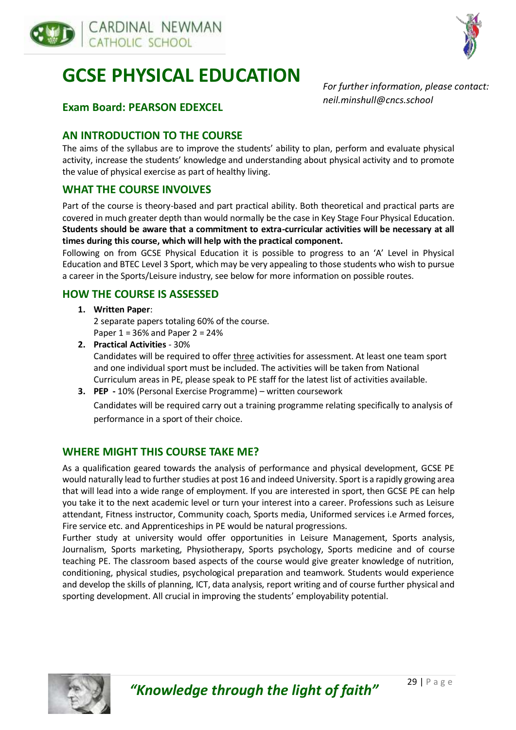# GCSE PHYSICAL EDUCATION

*For further information, please contact: neil.minshull@cncs.school*

### Exam Board: PEARSON EDEXCEL

## AN INTRODUCTION TO THE COURSE

The aims of the syllabus are to improve the students' ability to plan, perform and evaluate physical activity, increase the students' knowledge and understanding about physical activity and to promote the value of physical exercise as part of healthy living.

## WHAT THE COURSE INVOLVES

Part of the course is theory-based and part practical ability. Both theoretical and practical parts are covered in much greater depth than would normally be the case in Key Stage Four Physical Education. **Students should be aware that a commitment to extra-curricular activities will be necessary at all times during this course, which will help with the practical component.**

Following on from GCSE Physical Education it is possible to progress to an 'A' Level in Physical Education and BTEC Level 3 Sport, which may be very appealing to those students who wish to pursue a career in the Sports/Leisure industry, see below for more information on possible routes.

## HOW THE COURSE IS ASSESSED

1. **Written Paper**:
   2 separate papers totaling 60% of the course.
   Paper 1 = 36% and Paper 2 = 24%
2. **Practical Activities** - 30%
   Candidates will be required to offer three activities for assessment. At least one team sport and one individual sport must be included. The activities will be taken from National Curriculum areas in PE, please speak to PE staff for the latest list of activities available.
3. **PEP** - 10% (Personal Exercise Programme) – written coursework
   Candidates will be required carry out a training programme relating specifically to analysis of performance in a sport of their choice.

## WHERE MIGHT THIS COURSE TAKE ME?

As a qualification geared towards the analysis of performance and physical development, GCSE PE would naturally lead to further studies at post 16 and indeed University. Sport is a rapidly growing area that will lead into a wide range of employment. If you are interested in sport, then GCSE PE can help you take it to the next academic level or turn your interest into a career. Professions such as Leisure attendant, Fitness instructor, Community coach, Sports media, Uniformed services i.e Armed forces, Fire service etc. and Apprenticeships in PE would be natural progressions.

Further study at university would offer opportunities in Leisure Management, Sports analysis, Journalism, Sports marketing, Physiotherapy, Sports psychology, Sports medicine and of course teaching PE. The classroom based aspects of the course would give greater knowledge of nutrition, conditioning, physical studies, psychological preparation and teamwork. Students would experience and develop the skills of planning, ICT, data analysis, report writing and of course further physical and sporting development. All crucial in improving the students' employability potential.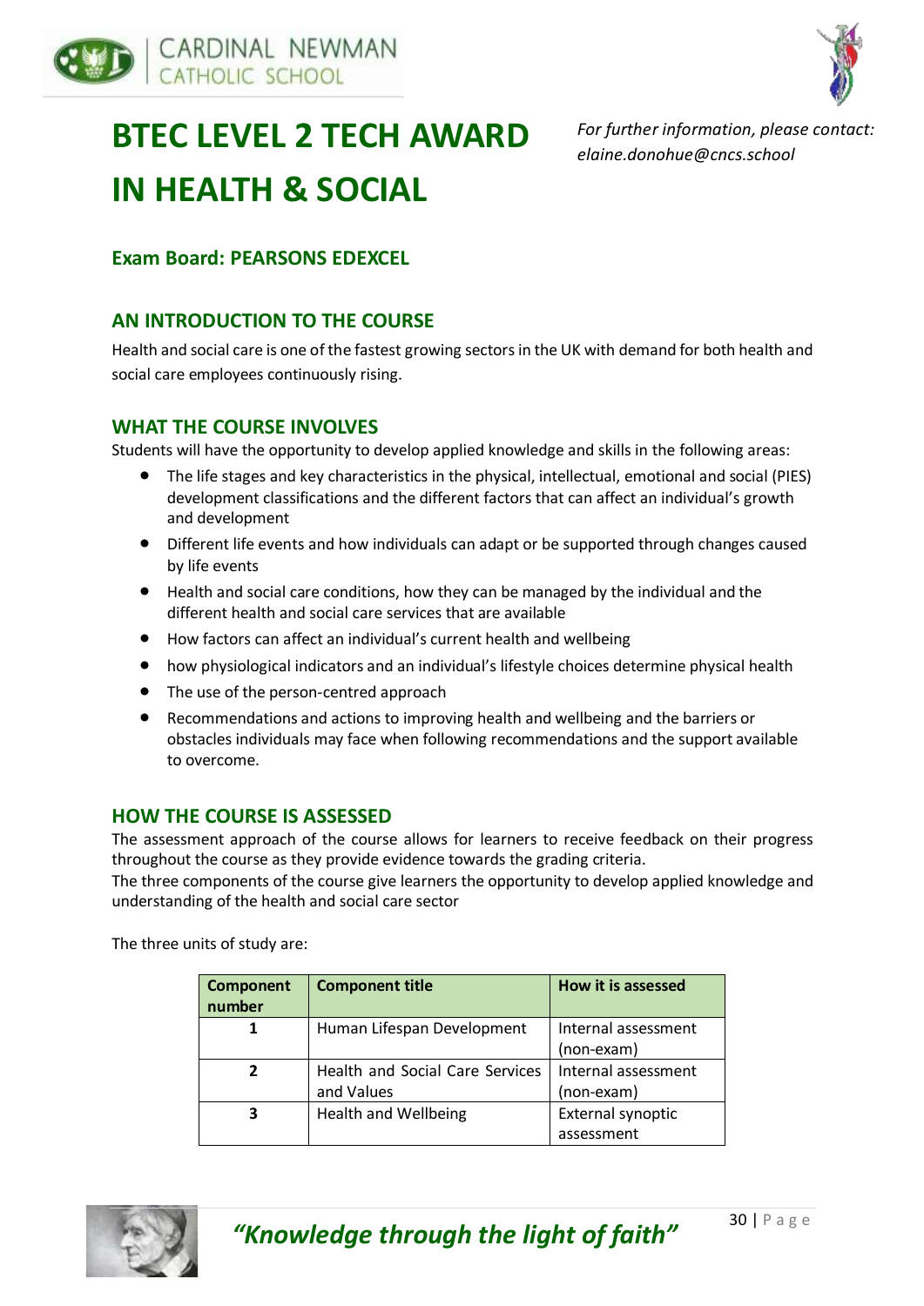# BTEC LEVEL 2 TECH AWARD IN HEALTH & SOCIAL

*For further information, please contact: elaine.donohue@cncs.school*

## Exam Board: PEARSONS EDEXCEL

## AN INTRODUCTION TO THE COURSE

Health and social care is one of the fastest growing sectors in the UK with demand for both health and social care employees continuously rising.

## WHAT THE COURSE INVOLVES

Students will have the opportunity to develop applied knowledge and skills in the following areas:

- The life stages and key characteristics in the physical, intellectual, emotional and social (PIES) development classifications and the different factors that can affect an individual's growth and development
- Different life events and how individuals can adapt or be supported through changes caused by life events
- Health and social care conditions, how they can be managed by the individual and the different health and social care services that are available
- How factors can affect an individual's current health and wellbeing
- how physiological indicators and an individual's lifestyle choices determine physical health
- The use of the person-centred approach
- Recommendations and actions to improving health and wellbeing and the barriers or obstacles individuals may face when following recommendations and the support available to overcome.

## HOW THE COURSE IS ASSESSED

The assessment approach of the course allows for learners to receive feedback on their progress throughout the course as they provide evidence towards the grading criteria.

The three components of the course give learners the opportunity to develop applied knowledge and understanding of the health and social care sector

The three units of study are:

| Component number | Component title | How it is assessed |
|---|---|---|
| 1 | Human Lifespan Development | Internal assessment (non-exam) |
| 2 | Health and Social Care Services and Values | Internal assessment (non-exam) |
| 3 | Health and Wellbeing | External synoptic assessment |

*"Knowledge through the light of faith"*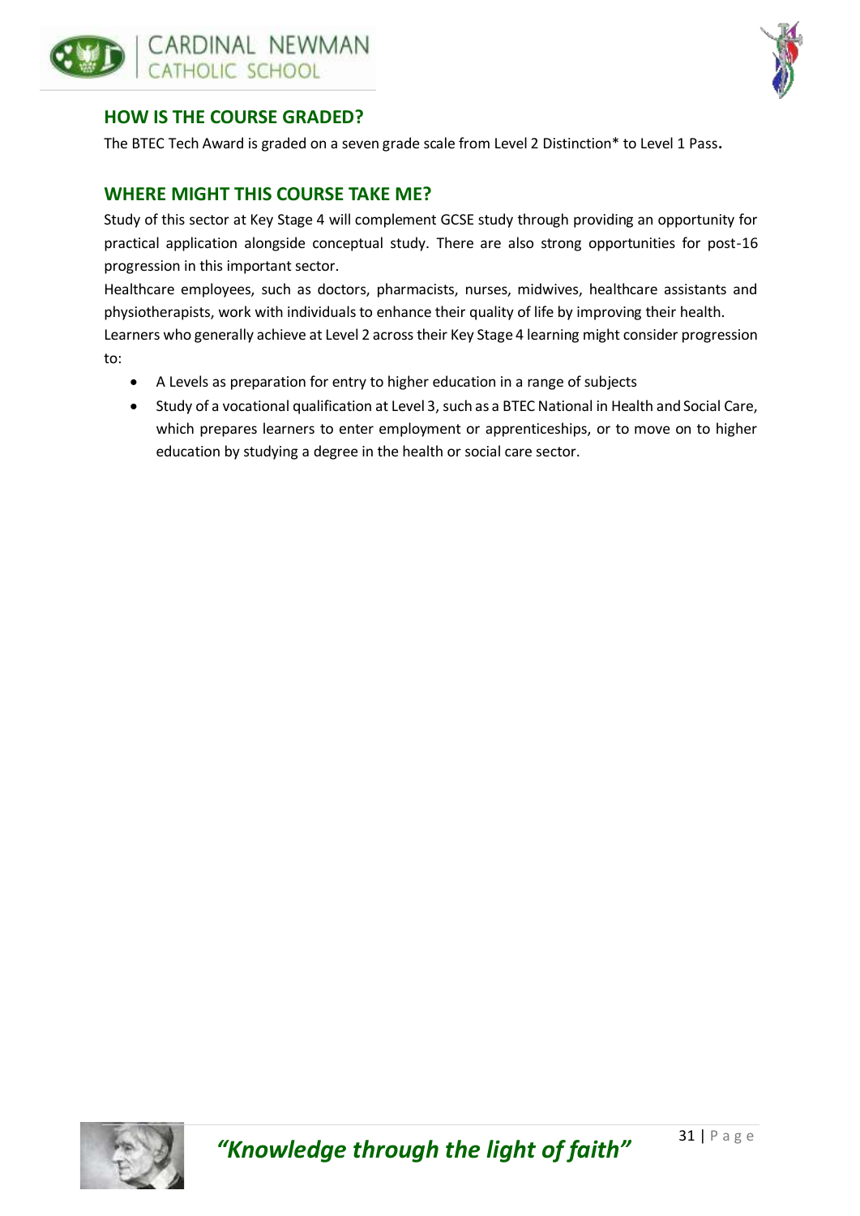## HOW IS THE COURSE GRADED?

The BTEC Tech Award is graded on a seven grade scale from Level 2 Distinction* to Level 1 Pass.

## WHERE MIGHT THIS COURSE TAKE ME?

Study of this sector at Key Stage 4 will complement GCSE study through providing an opportunity for practical application alongside conceptual study. There are also strong opportunities for post-16 progression in this important sector.

Healthcare employees, such as doctors, pharmacists, nurses, midwives, healthcare assistants and physiotherapists, work with individuals to enhance their quality of life by improving their health.

Learners who generally achieve at Level 2 across their Key Stage 4 learning might consider progression to:

- A Levels as preparation for entry to higher education in a range of subjects
- Study of a vocational qualification at Level 3, such as a BTEC National in Health and Social Care, which prepares learners to enter employment or apprenticeships, or to move on to higher education by studying a degree in the health or social care sector.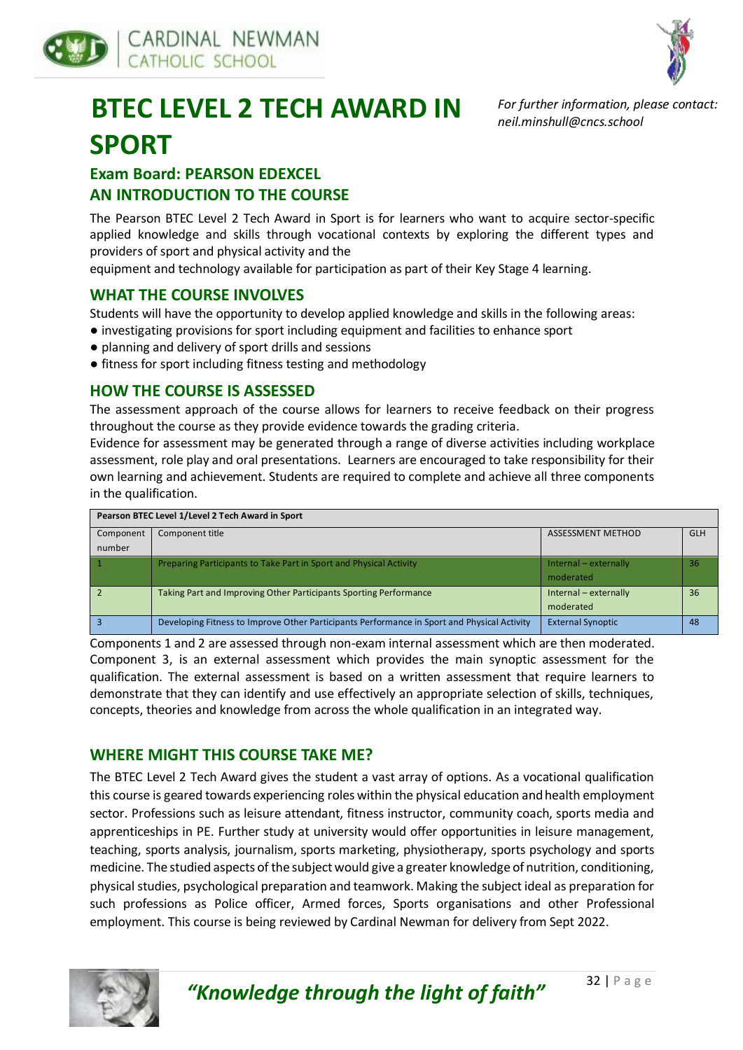# BTEC LEVEL 2 TECH AWARD IN SPORT

*For further information, please contact: neil.minshull@cncs.school*

## Exam Board: PEARSON EDEXCEL

## AN INTRODUCTION TO THE COURSE

The Pearson BTEC Level 2 Tech Award in Sport is for learners who want to acquire sector-specific applied knowledge and skills through vocational contexts by exploring the different types and providers of sport and physical activity and the equipment and technology available for participation as part of their Key Stage 4 learning.

## WHAT THE COURSE INVOLVES

Students will have the opportunity to develop applied knowledge and skills in the following areas:

- investigating provisions for sport including equipment and facilities to enhance sport
- planning and delivery of sport drills and sessions
- fitness for sport including fitness testing and methodology

## HOW THE COURSE IS ASSESSED

The assessment approach of the course allows for learners to receive feedback on their progress throughout the course as they provide evidence towards the grading criteria.

Evidence for assessment may be generated through a range of diverse activities including workplace assessment, role play and oral presentations. Learners are encouraged to take responsibility for their own learning and achievement. Students are required to complete and achieve all three components in the qualification.

| Pearson BTEC Level 1/Level 2 Tech Award in Sport | | | |
|---|---|---|---|
| Component number | Component title | ASSESSMENT METHOD | GLH |
| 1 | Preparing Participants to Take Part in Sport and Physical Activity | Internal – externally moderated | 36 |
| 2 | Taking Part and Improving Other Participants Sporting Performance | Internal – externally moderated | 36 |
| 3 | Developing Fitness to Improve Other Participants Performance in Sport and Physical Activity | External Synoptic | 48 |

Components 1 and 2 are assessed through non-exam internal assessment which are then moderated. Component 3, is an external assessment which provides the main synoptic assessment for the qualification. The external assessment is based on a written assessment that require learners to demonstrate that they can identify and use effectively an appropriate selection of skills, techniques, concepts, theories and knowledge from across the whole qualification in an integrated way.

## WHERE MIGHT THIS COURSE TAKE ME?

The BTEC Level 2 Tech Award gives the student a vast array of options. As a vocational qualification this course is geared towards experiencing roles within the physical education and health employment sector. Professions such as leisure attendant, fitness instructor, community coach, sports media and apprenticeships in PE. Further study at university would offer opportunities in leisure management, teaching, sports analysis, journalism, sports marketing, physiotherapy, sports psychology and sports medicine. The studied aspects of the subject would give a greater knowledge of nutrition, conditioning, physical studies, psychological preparation and teamwork. Making the subject ideal as preparation for such professions as Police officer, Armed forces, Sports organisations and other Professional employment. This course is being reviewed by Cardinal Newman for delivery from Sept 2022.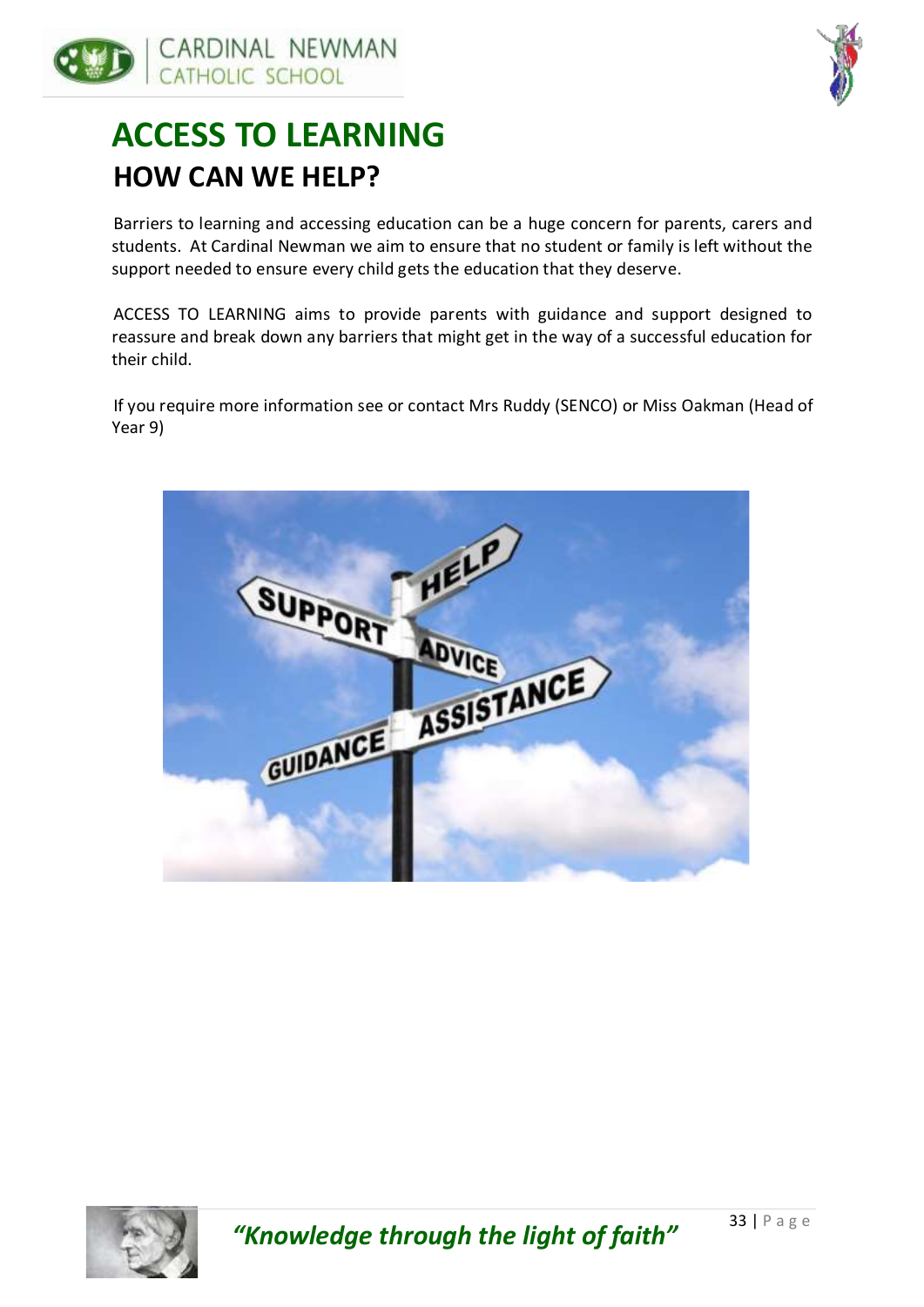# ACCESS TO LEARNING

## HOW CAN WE HELP?

Barriers to learning and accessing education can be a huge concern for parents, carers and students. At Cardinal Newman we aim to ensure that no student or family is left without the support needed to ensure every child gets the education that they deserve.

ACCESS TO LEARNING aims to provide parents with guidance and support designed to reassure and break down any barriers that might get in the way of a successful education for their child.

If you require more information see or contact Mrs Ruddy (SENCO) or Miss Oakman (Head of Year 9)